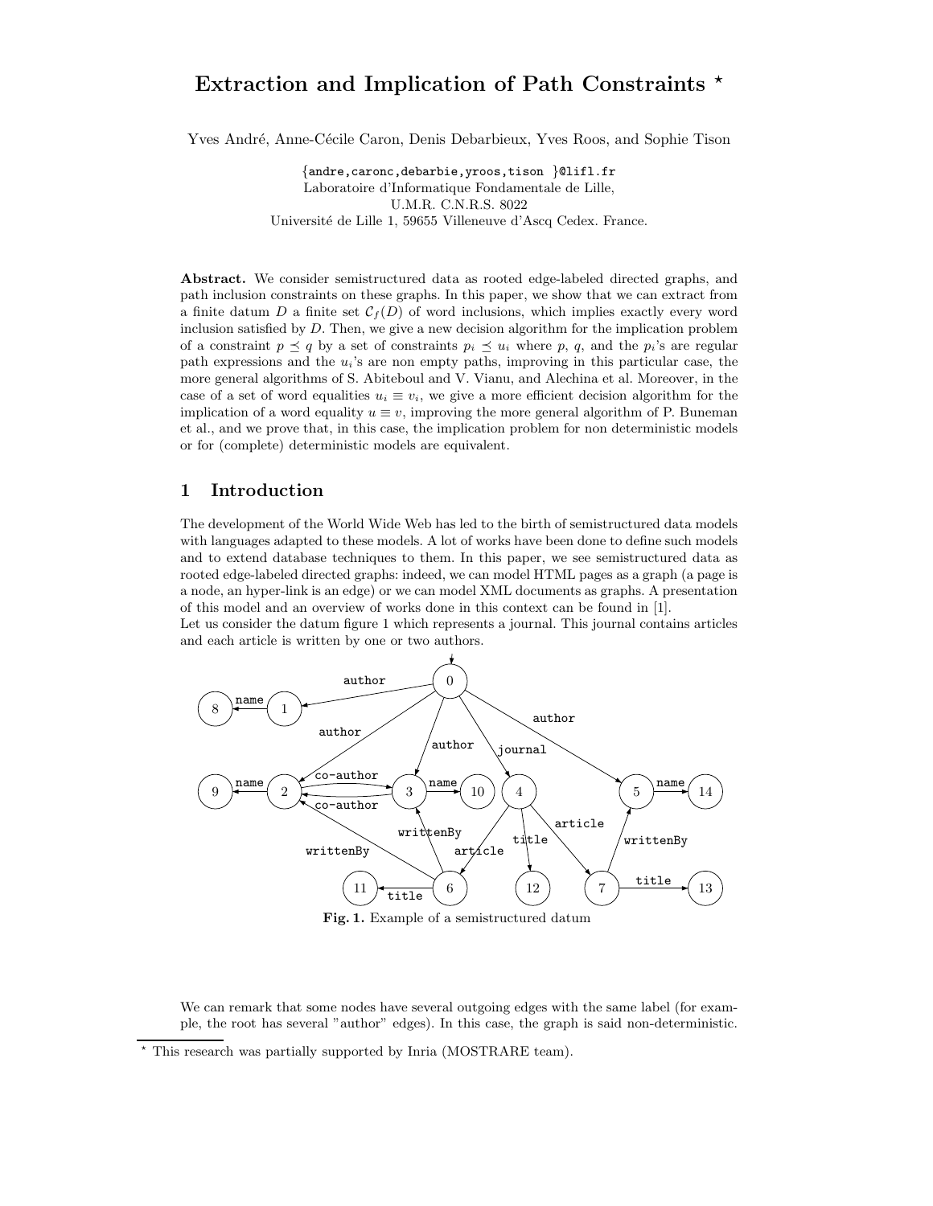# Extraction and Implication of Path Constraints *

Yves André, Anne-Cécile Caron, Denis Debarbieux, Yves Roos, and Sophie Tison

{andre,caronc,debarbie,yroos,tison }@lifl.fr
Laboratoire d'Informatique Fondamentale de Lille,
U.M.R. C.N.R.S. 8022
Université de Lille 1, 59655 Villeneuve d'Ascq Cedex. France.

**Abstract.** We consider semistructured data as rooted edge-labeled directed graphs, and path inclusion constraints on these graphs. In this paper, we show that we can extract from a finite datum $D$ a finite set $\mathcal{C}_f(D)$ of word inclusions, which implies exactly every word inclusion satisfied by $D$. Then, we give a new decision algorithm for the implication problem of a constraint $p \preceq q$ by a set of constraints $p_i \preceq u_i$ where $p$, $q$, and the $p_i$'s are regular path expressions and the $u_i$'s are non empty paths, improving in this particular case, the more general algorithms of S. Abiteboul and V. Vianu, and Alechina et al. Moreover, in the case of a set of word equalities $u_i \equiv v_i$, we give a more efficient decision algorithm for the implication of a word equality $u \equiv v$, improving the more general algorithm of P. Buneman et al., and we prove that, in this case, the implication problem for non deterministic models or for (complete) deterministic models are equivalent.

## 1 Introduction

The development of the World Wide Web has led to the birth of semistructured data models with languages adapted to these models. A lot of works have been done to define such models and to extend database techniques to them. In this paper, we see semistructured data as rooted edge-labeled directed graphs: indeed, we can model HTML pages as a graph (a page is a node, an hyper-link is an edge) or we can model XML documents as graphs. A presentation of this model and an overview of works done in this context can be found in [1].
Let us consider the datum figure 1 which represents a journal. This journal contains articles and each article is written by one or two authors.

**Fig. 1.** Example of a semistructured datum

We can remark that some nodes have several outgoing edges with the same label (for example, the root has several "author" edges). In this case, the graph is said non-deterministic.

* This research was partially supported by Inria (MOSTRARE team).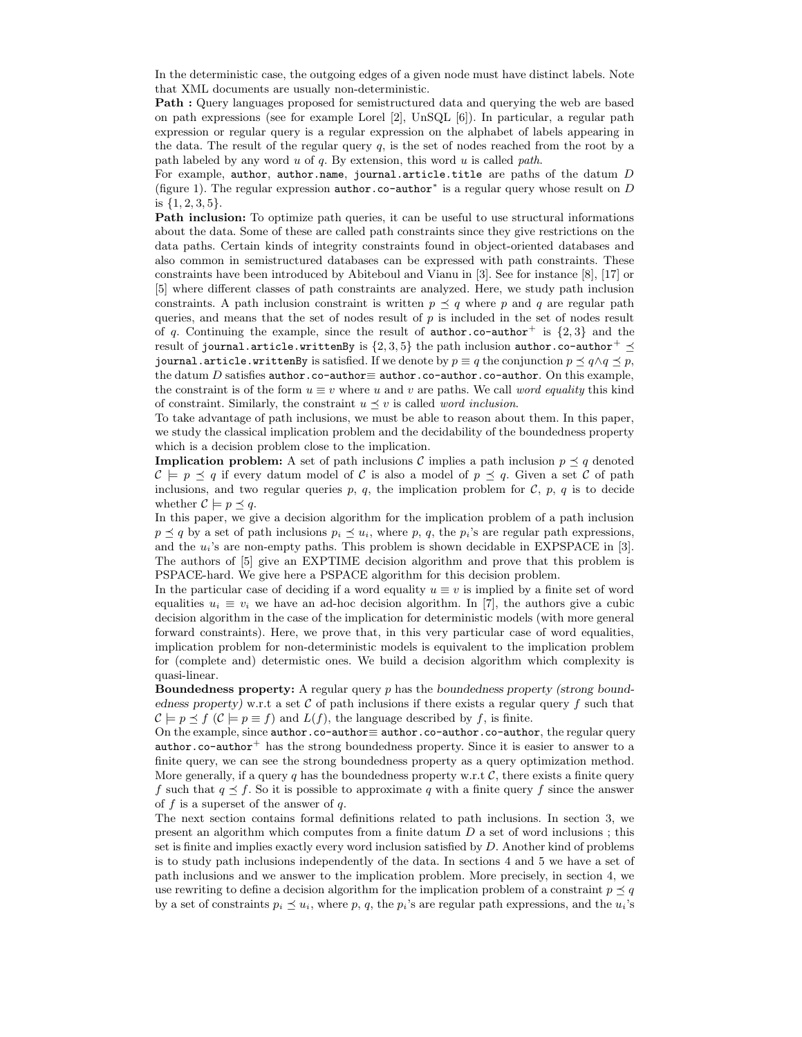In the deterministic case, the outgoing edges of a given node must have distinct labels. Note that XML documents are usually non-deterministic.

**Path :** Query languages proposed for semistructured data and querying the web are based on path expressions (see for example Lorel [2], UnSQL [6]). In particular, a regular path expression or regular query is a regular expression on the alphabet of labels appearing in the data. The result of the regular query $q$, is the set of nodes reached from the root by a path labeled by any word $u$ of $q$. By extension, this word $u$ is called *path*.

For example, `author`, `author.name`, `journal.article.title` are paths of the datum $D$ (figure 1). The regular expression $\texttt{author.co-author}^*$ is a regular query whose result on $D$ is $\{1, 2, 3, 5\}$.

**Path inclusion:** To optimize path queries, it can be useful to use structural informations about the data. Some of these are called path constraints since they give restrictions on the data paths. Certain kinds of integrity constraints found in object-oriented databases and also common in semistructured databases can be expressed with path constraints. These constraints have been introduced by Abiteboul and Vianu in [3]. See for instance [8], [17] or [5] where different classes of path constraints are analyzed. Here, we study path inclusion constraints. A path inclusion constraint is written $p \preceq q$ where $p$ and $q$ are regular path queries, and means that the set of nodes result of $p$ is included in the set of nodes result of $q$. Continuing the example, since the result of $\texttt{author.co-author}^+$ is $\{2, 3\}$ and the result of `journal.article.writtenBy` is $\{2, 3, 5\}$ the path inclusion $\texttt{author.co-author}^+ \preceq$ `journal.article.writtenBy` is satisfied. If we denote by $p \equiv q$ the conjunction $p \preceq q \wedge q \preceq p$, the datum $D$ satisfies `author.co-author`$\equiv$ `author.co-author.co-author`. On this example, the constraint is of the form $u \equiv v$ where $u$ and $v$ are paths. We call *word equality* this kind of constraint. Similarly, the constraint $u \preceq v$ is called *word inclusion*.

To take advantage of path inclusions, we must be able to reason about them. In this paper, we study the classical implication problem and the decidability of the boundedness property which is a decision problem close to the implication.

**Implication problem:** A set of path inclusions $\mathcal{C}$ implies a path inclusion $p \preceq q$ denoted $\mathcal{C} \models p \preceq q$ if every datum model of $\mathcal{C}$ is also a model of $p \preceq q$. Given a set $\mathcal{C}$ of path inclusions, and two regular queries $p$, $q$, the implication problem for $\mathcal{C}$, $p$, $q$ is to decide whether $\mathcal{C} \models p \preceq q$.

In this paper, we give a decision algorithm for the implication problem of a path inclusion $p \preceq q$ by a set of path inclusions $p_i \preceq u_i$, where $p$, $q$, the $p_i$'s are regular path expressions, and the $u_i$'s are non-empty paths. This problem is shown decidable in EXPSPACE in [3]. The authors of [5] give an EXPTIME decision algorithm and prove that this problem is PSPACE-hard. We give here a PSPACE algorithm for this decision problem.

In the particular case of deciding if a word equality $u \equiv v$ is implied by a finite set of word equalities $u_i \equiv v_i$ we have an ad-hoc decision algorithm. In [7], the authors give a cubic decision algorithm in the case of the implication for deterministic models (with more general forward constraints). Here, we prove that, in this very particular case of word equalities, implication problem for non-deterministic models is equivalent to the implication problem for (complete and) determistic ones. We build a decision algorithm which complexity is quasi-linear.

**Boundedness property:** A regular query $p$ has the *boundedness property (strong boundedness property)* w.r.t a set $\mathcal{C}$ of path inclusions if there exists a regular query $f$ such that $\mathcal{C} \models p \preceq f$ ($\mathcal{C} \models p \equiv f$) and $L(f)$, the language described by $f$, is finite.

On the example, since `author.co-author`$\equiv$ `author.co-author.co-author`, the regular query $\texttt{author.co-author}^+$ has the strong boundedness property. Since it is easier to answer to a finite query, we can see the strong boundedness property as a query optimization method. More generally, if a query $q$ has the boundedness property w.r.t $\mathcal{C}$, there exists a finite query $f$ such that $q \preceq f$. So it is possible to approximate $q$ with a finite query $f$ since the answer of $f$ is a superset of the answer of $q$.

The next section contains formal definitions related to path inclusions. In section 3, we present an algorithm which computes from a finite datum $D$ a set of word inclusions ; this set is finite and implies exactly every word inclusion satisfied by $D$. Another kind of problems is to study path inclusions independently of the data. In sections 4 and 5 we have a set of path inclusions and we answer to the implication problem. More precisely, in section 4, we use rewriting to define a decision algorithm for the implication problem of a constraint $p \preceq q$ by a set of constraints $p_i \preceq u_i$, where $p$, $q$, the $p_i$'s are regular path expressions, and the $u_i$'s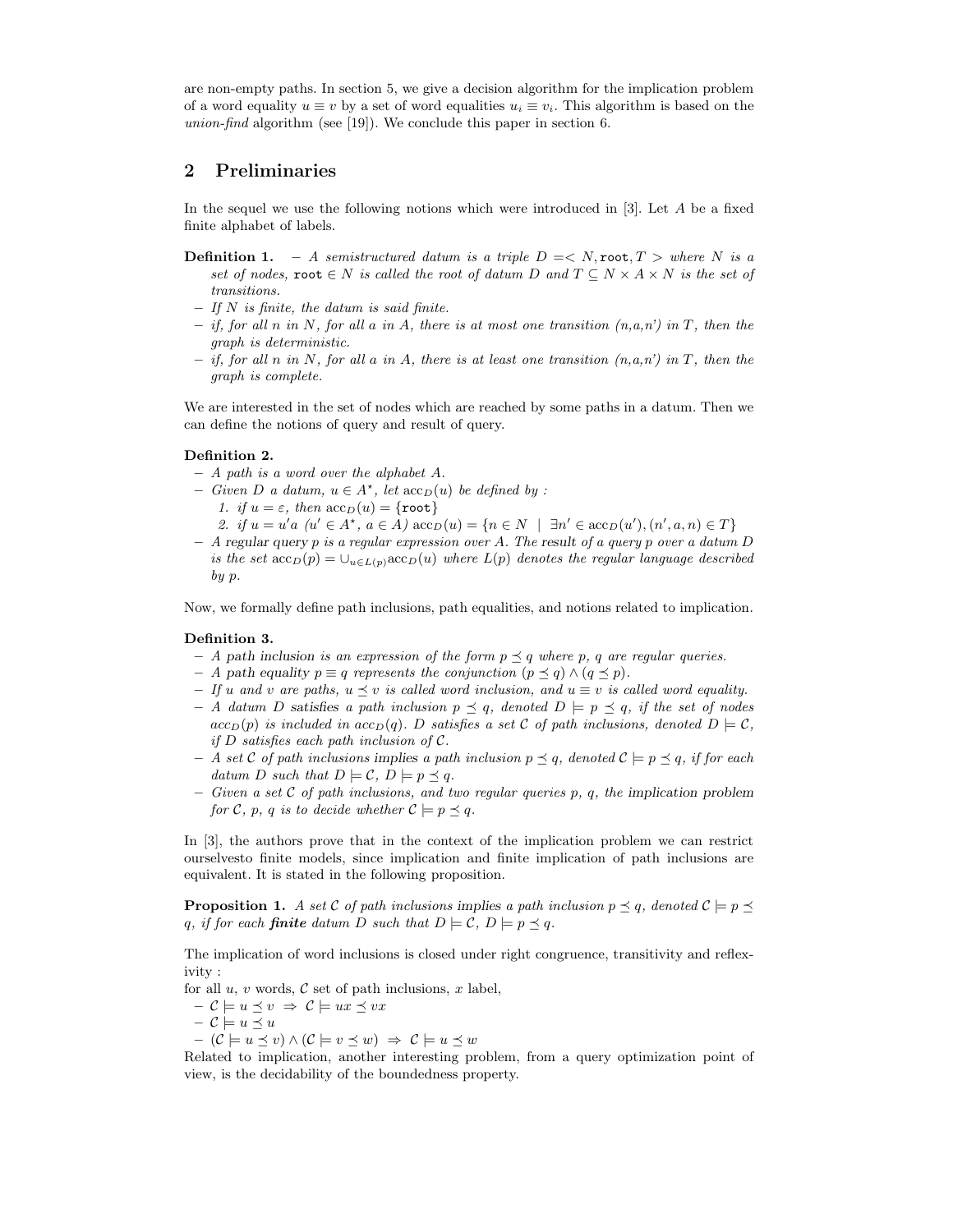are non-empty paths. In section 5, we give a decision algorithm for the implication problem of a word equality $u \equiv v$ by a set of word equalities $u_i \equiv v_i$. This algorithm is based on the *union-find* algorithm (see [19]). We conclude this paper in section 6.

## 2 Preliminaries

In the sequel we use the following notions which were introduced in [3]. Let $A$ be a fixed finite alphabet of labels.

**Definition 1.**
- *A semistructured datum is a triple $D = < N, \texttt{root}, T >$ where $N$ is a set of nodes, $\texttt{root} \in N$ is called the root of datum $D$ and $T \subseteq N \times A \times N$ is the set of transitions.*
- *If $N$ is finite, the datum is said finite.*
- *if, for all n in N, for all a in A, there is at most one transition (n,a,n') in T, then the graph is deterministic.*
- *if, for all n in N, for all a in A, there is at least one transition (n,a,n') in T, then the graph is complete.*

We are interested in the set of nodes which are reached by some paths in a datum. Then we can define the notions of query and result of query.

**Definition 2.**
- *A path is a word over the alphabet $A$.*
- *Given $D$ a datum, $u \in A^\star$, let $\mathrm{acc}_D(u)$ be defined by :*
  1. *if $u = \varepsilon$, then $\mathrm{acc}_D(u) = \{\texttt{root}\}$*
  2. *if $u = u'a$ ($u' \in A^\star$, $a \in A$) $\mathrm{acc}_D(u) = \{n \in N \mid \exists n' \in \mathrm{acc}_D(u'), (n', a, n) \in T\}$*
- *A* regular query *$p$ is a regular expression over $A$. The* result *of a query $p$ over a datum $D$ is the set $\mathrm{acc}_D(p) = \cup_{u \in L(p)} \mathrm{acc}_D(u)$ where $L(p)$ denotes the regular language described by $p$.*

Now, we formally define path inclusions, path equalities, and notions related to implication.

**Definition 3.**
- *A* path inclusion *is an expression of the form $p \preceq q$ where $p$, $q$ are regular queries.*
- *A* path equality *$p \equiv q$ represents the conjunction $(p \preceq q) \wedge (q \preceq p)$.*
- *If $u$ and $v$ are paths, $u \preceq v$ is called word inclusion, and $u \equiv v$ is called word equality.*
- *A datum $D$ satisfies a path inclusion $p \preceq q$, denoted $D \models p \preceq q$, if the set of nodes $acc_D(p)$ is included in $acc_D(q)$. $D$ satisfies a set $\mathcal{C}$ of path inclusions, denoted $D \models \mathcal{C}$, if $D$ satisfies each path inclusion of $\mathcal{C}$.*
- *A set $\mathcal{C}$ of path inclusions* implies *a path inclusion $p \preceq q$, denoted $\mathcal{C} \models p \preceq q$, if for each datum $D$ such that $D \models \mathcal{C}$, $D \models p \preceq q$.*
- *Given a set $\mathcal{C}$ of path inclusions, and two regular queries $p$, $q$, the* implication problem *for $\mathcal{C}$, $p$, $q$ is to decide whether $\mathcal{C} \models p \preceq q$.*

In [3], the authors prove that in the context of the implication problem we can restrict ourselvesto finite models, since implication and finite implication of path inclusions are equivalent. It is stated in the following proposition.

**Proposition 1.** *A set $\mathcal{C}$ of path inclusions implies a path inclusion $p \preceq q$, denoted $\mathcal{C} \models p \preceq q$, if for each **finite** datum $D$ such that $D \models \mathcal{C}$, $D \models p \preceq q$.*

The implication of word inclusions is closed under right congruence, transitivity and reflexivity :
for all $u$, $v$ words, $\mathcal{C}$ set of path inclusions, $x$ label,
- $\mathcal{C} \models u \preceq v \;\Rightarrow\; \mathcal{C} \models ux \preceq vx$
- $\mathcal{C} \models u \preceq u$
- $(\mathcal{C} \models u \preceq v) \wedge (\mathcal{C} \models v \preceq w) \;\Rightarrow\; \mathcal{C} \models u \preceq w$

Related to implication, another interesting problem, from a query optimization point of view, is the decidability of the boundedness property.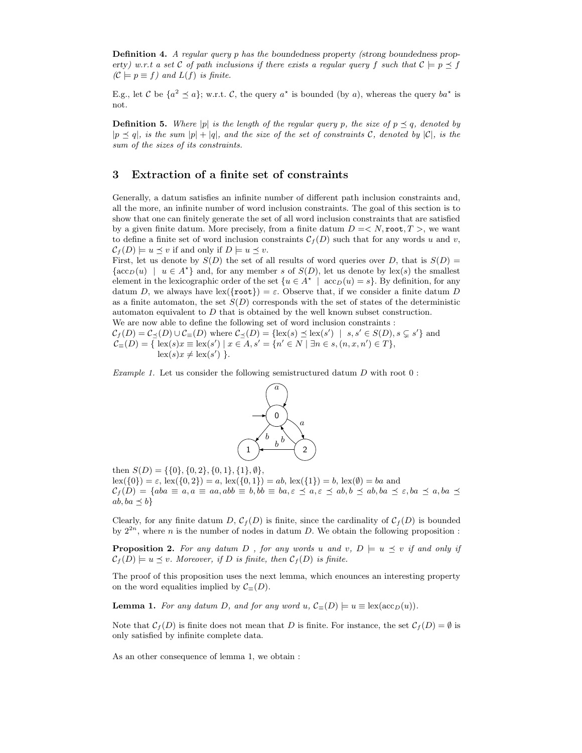**Definition 4.** *A regular query $p$ has the boundedness property (strong boundedness property) w.r.t a set $\mathcal{C}$ of path inclusions if there exists a regular query $f$ such that $\mathcal{C} \models p \preceq f$ ($\mathcal{C} \models p \equiv f$) and $L(f)$ is finite.*

E.g., let $\mathcal{C}$ be $\{a^2 \preceq a\}$; w.r.t. $\mathcal{C}$, the query $a^\star$ is bounded (by $a$), whereas the query $ba^\star$ is not.

**Definition 5.** *Where $|p|$ is the length of the regular query $p$, the size of $p \preceq q$, denoted by $|p \preceq q|$, is the sum $|p| + |q|$, and the size of the set of constraints $\mathcal{C}$, denoted by $|\mathcal{C}|$, is the sum of the sizes of its constraints.*

## 3 Extraction of a finite set of constraints

Generally, a datum satisfies an infinite number of different path inclusion constraints and, all the more, an infinite number of word inclusion constraints. The goal of this section is to show that one can finitely generate the set of all word inclusion constraints that are satisfied by a given finite datum. More precisely, from a finite datum $D = < N, \mathtt{root}, T >$, we want to define a finite set of word inclusion constraints $\mathcal{C}_f(D)$ such that for any words $u$ and $v$, $\mathcal{C}_f(D) \models u \preceq v$ if and only if $D \models u \preceq v$.

First, let us denote by $S(D)$ the set of all results of word queries over $D$, that is $S(D) = \{\mathrm{acc}_D(u) \mid u \in A^\star\}$ and, for any member $s$ of $S(D)$, let us denote by $\mathrm{lex}(s)$ the smallest element in the lexicographic order of the set $\{u \in A^\star \mid \mathrm{acc}_D(u) = s\}$. By definition, for any datum $D$, we always have $\mathrm{lex}(\{\mathtt{root}\}) = \varepsilon$. Observe that, if we consider a finite datum $D$ as a finite automaton, the set $S(D)$ corresponds with the set of states of the deterministic automaton equivalent to $D$ that is obtained by the well known subset construction.

We are now able to define the following set of word inclusion constraints :

$\mathcal{C}_f(D) = \mathcal{C}_\preceq(D) \cup \mathcal{C}_\equiv(D)$ where $\mathcal{C}_\preceq(D) = \{\mathrm{lex}(s) \preceq \mathrm{lex}(s') \mid s, s' \in S(D), s \subsetneq s'\}$ and
$\mathcal{C}_\equiv(D) = \{\ \mathrm{lex}(s)x \equiv \mathrm{lex}(s') \mid x \in A, s' = \{n' \in N \mid \exists n \in s, (n, x, n') \in T\},$
$\mathrm{lex}(s)x \neq \mathrm{lex}(s')\ \}$.

*Example 1.* Let us consider the following semistructured datum $D$ with root 0 :

then $S(D) = \{\{0\}, \{0, 2\}, \{0, 1\}, \{1\}, \emptyset\}$,
$\mathrm{lex}(\{0\}) = \varepsilon$, $\mathrm{lex}(\{0, 2\}) = a$, $\mathrm{lex}(\{0, 1\}) = ab$, $\mathrm{lex}(\{1\}) = b$, $\mathrm{lex}(\emptyset) = ba$ and
$\mathcal{C}_f(D) = \{aba \equiv a, a \equiv aa, abb \equiv b, bb \equiv ba, \varepsilon \preceq a, \varepsilon \preceq ab, b \preceq ab, ba \preceq \varepsilon, ba \preceq a, ba \preceq ab, ba \preceq b\}$

Clearly, for any finite datum $D$, $\mathcal{C}_f(D)$ is finite, since the cardinality of $\mathcal{C}_f(D)$ is bounded by $2^{2n}$, where $n$ is the number of nodes in datum $D$. We obtain the following proposition :

**Proposition 2.** *For any datum $D$ , for any words $u$ and $v$, $D \models u \preceq v$ if and only if $\mathcal{C}_f(D) \models u \preceq v$. Moreover, if $D$ is finite, then $\mathcal{C}_f(D)$ is finite.*

The proof of this proposition uses the next lemma, which enounces an interesting property on the word equalities implied by $\mathcal{C}_\equiv(D)$.

**Lemma 1.** *For any datum $D$, and for any word $u$, $\mathcal{C}_\equiv(D) \models u \equiv \mathrm{lex}(\mathrm{acc}_D(u))$.*

Note that $\mathcal{C}_f(D)$ is finite does not mean that $D$ is finite. For instance, the set $\mathcal{C}_f(D) = \emptyset$ is only satisfied by infinite complete data.

As an other consequence of lemma 1, we obtain :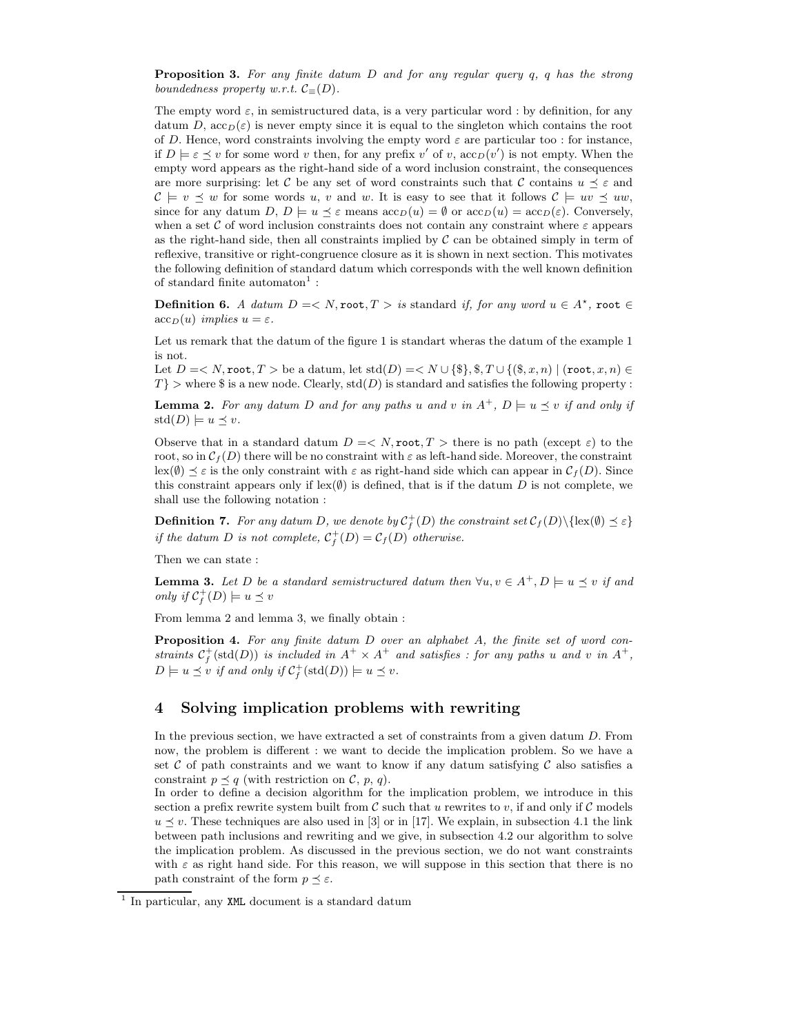**Proposition 3.** *For any finite datum $D$ and for any regular query $q$, $q$ has the strong boundedness property w.r.t. $\mathcal{C}_{\equiv}(D)$.*

The empty word $\varepsilon$, in semistructured data, is a very particular word : by definition, for any datum $D$, $\mathrm{acc}_D(\varepsilon)$ is never empty since it is equal to the singleton which contains the root of $D$. Hence, word constraints involving the empty word $\varepsilon$ are particular too : for instance, if $D \models \varepsilon \preceq v$ for some word $v$ then, for any prefix $v'$ of $v$, $\mathrm{acc}_D(v')$ is not empty. When the empty word appears as the right-hand side of a word inclusion constraint, the consequences are more surprising: let $\mathcal{C}$ be any set of word constraints such that $\mathcal{C}$ contains $u \preceq \varepsilon$ and $\mathcal{C} \models v \preceq w$ for some words $u$, $v$ and $w$. It is easy to see that it follows $\mathcal{C} \models uv \preceq uw$, since for any datum $D$, $D \models u \preceq \varepsilon$ means $\mathrm{acc}_D(u) = \emptyset$ or $\mathrm{acc}_D(u) = \mathrm{acc}_D(\varepsilon)$. Conversely, when a set $\mathcal{C}$ of word inclusion constraints does not contain any constraint where $\varepsilon$ appears as the right-hand side, then all constraints implied by $\mathcal{C}$ can be obtained simply in term of reflexive, transitive or right-congruence closure as it is shown in next section. This motivates the following definition of standard datum which corresponds with the well known definition of standard finite automaton[1] :

**Definition 6.** *A datum $D =< N, \mathtt{root}, T >$ is* standard *if, for any word $u \in A^\star$, $\mathtt{root} \in \mathrm{acc}_D(u)$ implies $u = \varepsilon$.*

Let us remark that the datum of the figure 1 is standart wheras the datum of the example 1 is not.

Let $D =< N, \mathtt{root}, T >$ be a datum, let $\mathrm{std}(D) =< N \cup \{\$\}, \$, T \cup \{(\$, x, n) \mid (\mathtt{root}, x, n) \in T\} >$ where \$ is a new node. Clearly, $\mathrm{std}(D)$ is standard and satisfies the following property :

**Lemma 2.** *For any datum $D$ and for any paths $u$ and $v$ in $A^+$, $D \models u \preceq v$ if and only if $\mathrm{std}(D) \models u \preceq v$.*

Observe that in a standard datum $D =< N, \mathtt{root}, T >$ there is no path (except $\varepsilon$) to the root, so in $\mathcal{C}_f(D)$ there will be no constraint with $\varepsilon$ as left-hand side. Moreover, the constraint $\mathrm{lex}(\emptyset) \preceq \varepsilon$ is the only constraint with $\varepsilon$ as right-hand side which can appear in $\mathcal{C}_f(D)$. Since this constraint appears only if $\mathrm{lex}(\emptyset)$ is defined, that is if the datum $D$ is not complete, we shall use the following notation :

**Definition 7.** *For any datum $D$, we denote by $\mathcal{C}_f^+(D)$ the constraint set $\mathcal{C}_f(D) \backslash \{\mathrm{lex}(\emptyset) \preceq \varepsilon\}$ if the datum $D$ is not complete, $\mathcal{C}_f^+(D) = \mathcal{C}_f(D)$ otherwise.*

Then we can state :

**Lemma 3.** *Let $D$ be a standard semistructured datum then $\forall u, v \in A^+, D \models u \preceq v$ if and only if $\mathcal{C}_f^+(D) \models u \preceq v$*

From lemma 2 and lemma 3, we finally obtain :

**Proposition 4.** *For any finite datum $D$ over an alphabet $A$, the finite set of word constraints $\mathcal{C}_f^+(\mathrm{std}(D))$ is included in $A^+ \times A^+$ and satisfies : for any paths $u$ and $v$ in $A^+$, $D \models u \preceq v$ if and only if $\mathcal{C}_f^+(\mathrm{std}(D)) \models u \preceq v$.*

## 4 Solving implication problems with rewriting

In the previous section, we have extracted a set of constraints from a given datum $D$. From now, the problem is different : we want to decide the implication problem. So we have a set $\mathcal{C}$ of path constraints and we want to know if any datum satisfying $\mathcal{C}$ also satisfies a constraint $p \preceq q$ (with restriction on $\mathcal{C}$, $p$, $q$).

In order to define a decision algorithm for the implication problem, we introduce in this section a prefix rewrite system built from $\mathcal{C}$ such that $u$ rewrites to $v$, if and only if $\mathcal{C}$ models $u \preceq v$. These techniques are also used in [3] or in [17]. We explain, in subsection 4.1 the link between path inclusions and rewriting and we give, in subsection 4.2 our algorithm to solve the implication problem. As discussed in the previous section, we do not want constraints with $\varepsilon$ as right hand side. For this reason, we will suppose in this section that there is no path constraint of the form $p \preceq \varepsilon$.

[1] In particular, any XML document is a standard datum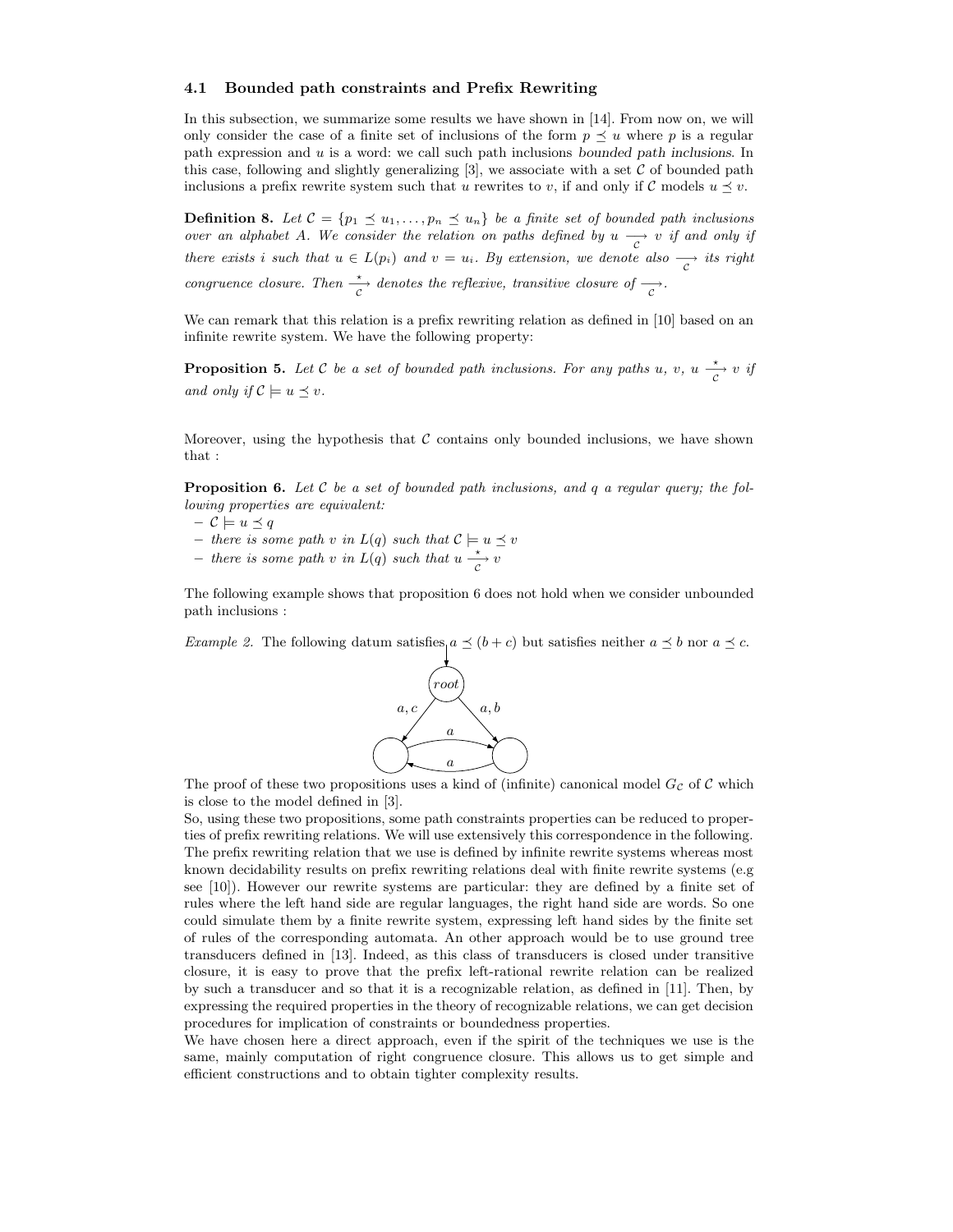### 4.1 Bounded path constraints and Prefix Rewriting

In this subsection, we summarize some results we have shown in [14]. From now on, we will only consider the case of a finite set of inclusions of the form $p \preceq u$ where $p$ is a regular path expression and $u$ is a word: we call such path inclusions *bounded path inclusions*. In this case, following and slightly generalizing [3], we associate with a set $\mathcal{C}$ of bounded path inclusions a prefix rewrite system such that $u$ rewrites to $v$, if and only if $\mathcal{C}$ models $u \preceq v$.

**Definition 8.** *Let $\mathcal{C} = \{p_1 \preceq u_1, \ldots, p_n \preceq u_n\}$ be a finite set of bounded path inclusions over an alphabet $A$. We consider the relation on paths defined by $u \xrightarrow[\mathcal{C}]{} v$ if and only if there exists $i$ such that $u \in L(p_i)$ and $v = u_i$. By extension, we denote also $\xrightarrow[\mathcal{C}]{}$ its right congruence closure. Then $\xrightarrow[\mathcal{C}]{\star}$ denotes the reflexive, transitive closure of $\xrightarrow[\mathcal{C}]{}$.*

We can remark that this relation is a prefix rewriting relation as defined in [10] based on an infinite rewrite system. We have the following property:

**Proposition 5.** *Let $\mathcal{C}$ be a set of bounded path inclusions. For any paths $u$, $v$, $u \xrightarrow[\mathcal{C}]{\star} v$ if and only if $\mathcal{C} \models u \preceq v$.*

Moreover, using the hypothesis that $\mathcal{C}$ contains only bounded inclusions, we have shown that :

**Proposition 6.** *Let $\mathcal{C}$ be a set of bounded path inclusions, and $q$ a regular query; the following properties are equivalent:*

- *$\mathcal{C} \models u \preceq q$*
- *there is some path $v$ in $L(q)$ such that $\mathcal{C} \models u \preceq v$*
- *there is some path $v$ in $L(q)$ such that $u \xrightarrow[\mathcal{C}]{\star} v$*

The following example shows that proposition 6 does not hold when we consider unbounded path inclusions :

*Example 2.* The following datum satisfies $a \preceq (b + c)$ but satisfies neither $a \preceq b$ nor $a \preceq c$.

The proof of these two propositions uses a kind of (infinite) canonical model $G_{\mathcal{C}}$ of $\mathcal{C}$ which is close to the model defined in [3].

So, using these two propositions, some path constraints properties can be reduced to properties of prefix rewriting relations. We will use extensively this correspondence in the following. The prefix rewriting relation that we use is defined by infinite rewrite systems whereas most known decidability results on prefix rewriting relations deal with finite rewrite systems (e.g see [10]). However our rewrite systems are particular: they are defined by a finite set of rules where the left hand side are regular languages, the right hand side are words. So one could simulate them by a finite rewrite system, expressing left hand sides by the finite set of rules of the corresponding automata. An other approach would be to use ground tree transducers defined in [13]. Indeed, as this class of transducers is closed under transitive closure, it is easy to prove that the prefix left-rational rewrite relation can be realized by such a transducer and so that it is a recognizable relation, as defined in [11]. Then, by expressing the required properties in the theory of recognizable relations, we can get decision procedures for implication of constraints or boundedness properties.

We have chosen here a direct approach, even if the spirit of the techniques we use is the same, mainly computation of right congruence closure. This allows us to get simple and efficient constructions and to obtain tighter complexity results.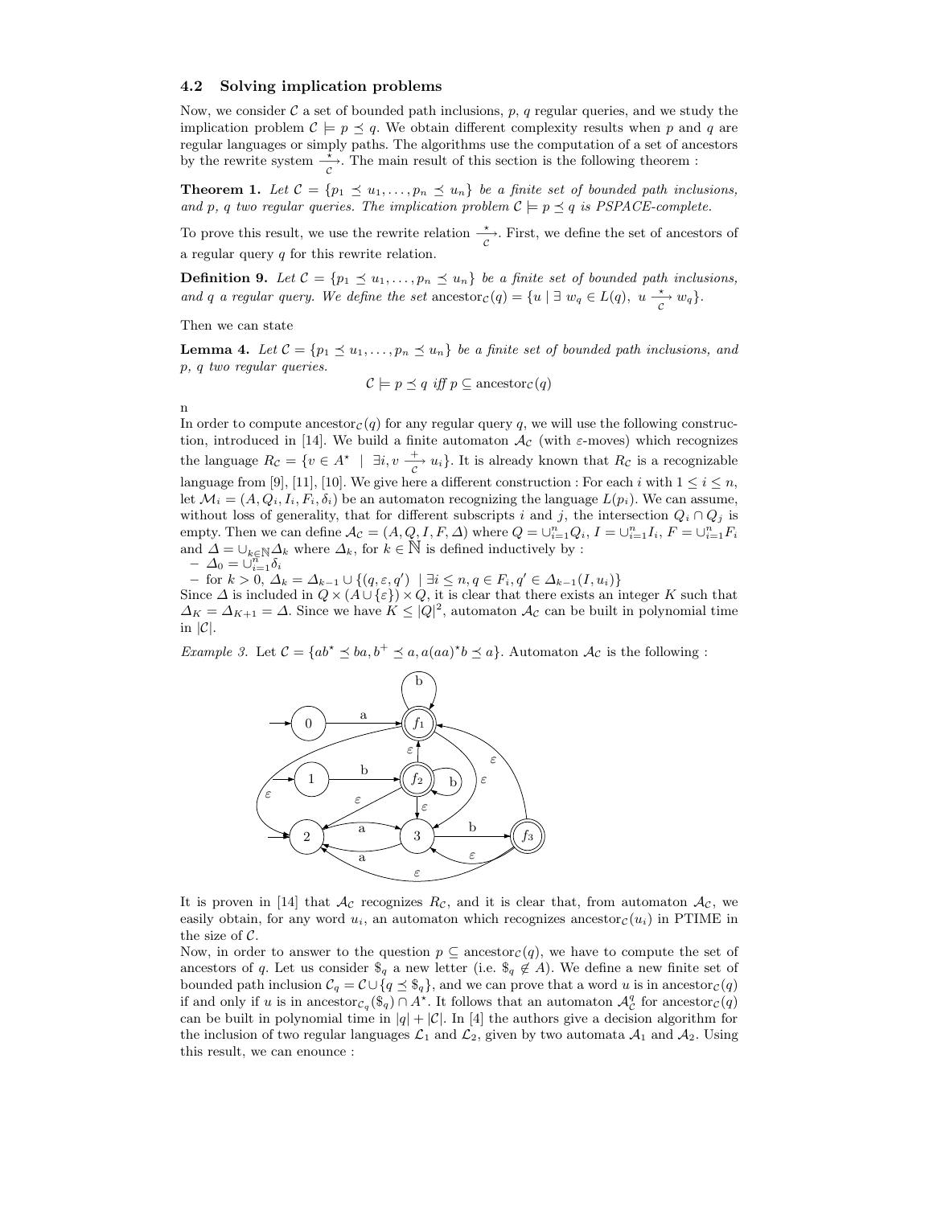### 4.2 Solving implication problems

Now, we consider $\mathcal{C}$ a set of bounded path inclusions, $p$, $q$ regular queries, and we study the implication problem $\mathcal{C} \models p \preceq q$. We obtain different complexity results when $p$ and $q$ are regular languages or simply paths. The algorithms use the computation of a set of ancestors by the rewrite system $\xrightarrow[\mathcal{C}]{\star}$. The main result of this section is the following theorem :

**Theorem 1.** *Let $\mathcal{C} = \{p_1 \preceq u_1, \ldots, p_n \preceq u_n\}$ be a finite set of bounded path inclusions, and $p$, $q$ two regular queries. The implication problem $\mathcal{C} \models p \preceq q$ is PSPACE-complete.*

To prove this result, we use the rewrite relation $\xrightarrow[\mathcal{C}]{\star}$. First, we define the set of ancestors of a regular query $q$ for this rewrite relation.

**Definition 9.** *Let $\mathcal{C} = \{p_1 \preceq u_1, \ldots, p_n \preceq u_n\}$ be a finite set of bounded path inclusions, and $q$ a regular query. We define the set* $\text{ancestor}_{\mathcal{C}}(q) = \{u \mid \exists\, w_q \in L(q),\ u \xrightarrow[\mathcal{C}]{\star} w_q\}$.

Then we can state

**Lemma 4.** *Let $\mathcal{C} = \{p_1 \preceq u_1, \ldots, p_n \preceq u_n\}$ be a finite set of bounded path inclusions, and $p$, $q$ two regular queries.*

$$\mathcal{C} \models p \preceq q \text{ iff } p \subseteq \text{ancestor}_{\mathcal{C}}(q)$$

n

In order to compute $\text{ancestor}_{\mathcal{C}}(q)$ for any regular query $q$, we will use the following construction, introduced in [14]. We build a finite automaton $\mathcal{A}_{\mathcal{C}}$ (with $\varepsilon$-moves) which recognizes the language $R_{\mathcal{C}} = \{v \in A^\star \mid \exists i, v \xrightarrow[\mathcal{C}]{+} u_i\}$. It is already known that $R_{\mathcal{C}}$ is a recognizable language from [9], [11], [10]. We give here a different construction : For each $i$ with $1 \leq i \leq n$, let $\mathcal{M}_i = (A, Q_i, I_i, F_i, \delta_i)$ be an automaton recognizing the language $L(p_i)$. We can assume, without loss of generality, that for different subscripts $i$ and $j$, the intersection $Q_i \cap Q_j$ is empty. Then we can define $\mathcal{A}_{\mathcal{C}} = (A, Q, I, F, \Delta)$ where $Q = \cup_{i=1}^{n} Q_i$, $I = \cup_{i=1}^{n} I_i$, $F = \cup_{i=1}^{n} F_i$ and $\Delta = \cup_{k \in \mathbb{N}} \Delta_k$ where $\Delta_k$, for $k \in \mathbb{N}$ is defined inductively by :

- $\Delta_0 = \cup_{i=1}^{n} \delta_i$
- for $k > 0$, $\Delta_k = \Delta_{k-1} \cup \{(q, \varepsilon, q') \mid \exists i \leq n, q \in F_i, q' \in \Delta_{k-1}(I, u_i)\}$

Since $\Delta$ is included in $Q \times (A \cup \{\varepsilon\}) \times Q$, it is clear that there exists an integer $K$ such that $\Delta_K = \Delta_{K+1} = \Delta$. Since we have $K \leq |Q|^2$, automaton $\mathcal{A}_{\mathcal{C}}$ can be built in polynomial time in $|\mathcal{C}|$.

*Example 3.* Let $\mathcal{C} = \{ab^\star \preceq ba, b^+ \preceq a, a(aa)^\star b \preceq a\}$. Automaton $\mathcal{A}_{\mathcal{C}}$ is the following :

It is proven in [14] that $\mathcal{A}_{\mathcal{C}}$ recognizes $R_{\mathcal{C}}$, and it is clear that, from automaton $\mathcal{A}_{\mathcal{C}}$, we easily obtain, for any word $u_i$, an automaton which recognizes $\text{ancestor}_{\mathcal{C}}(u_i)$ in PTIME in the size of $\mathcal{C}$.

Now, in order to answer to the question $p \subseteq \text{ancestor}_{\mathcal{C}}(q)$, we have to compute the set of ancestors of $q$. Let us consider $\$_q$ a new letter (i.e. $\$_q \notin A$). We define a new finite set of bounded path inclusion $\mathcal{C}_q = \mathcal{C} \cup \{q \preceq \$_q\}$, and we can prove that a word $u$ is in $\text{ancestor}_{\mathcal{C}}(q)$ if and only if $u$ is in $\text{ancestor}_{\mathcal{C}_q}(\$_q) \cap A^\star$. It follows that an automaton $\mathcal{A}^q_{\mathcal{C}}$ for $\text{ancestor}_{\mathcal{C}}(q)$ can be built in polynomial time in $|q| + |\mathcal{C}|$. In [4] the authors give a decision algorithm for the inclusion of two regular languages $\mathcal{L}_1$ and $\mathcal{L}_2$, given by two automata $\mathcal{A}_1$ and $\mathcal{A}_2$. Using this result, we can enounce :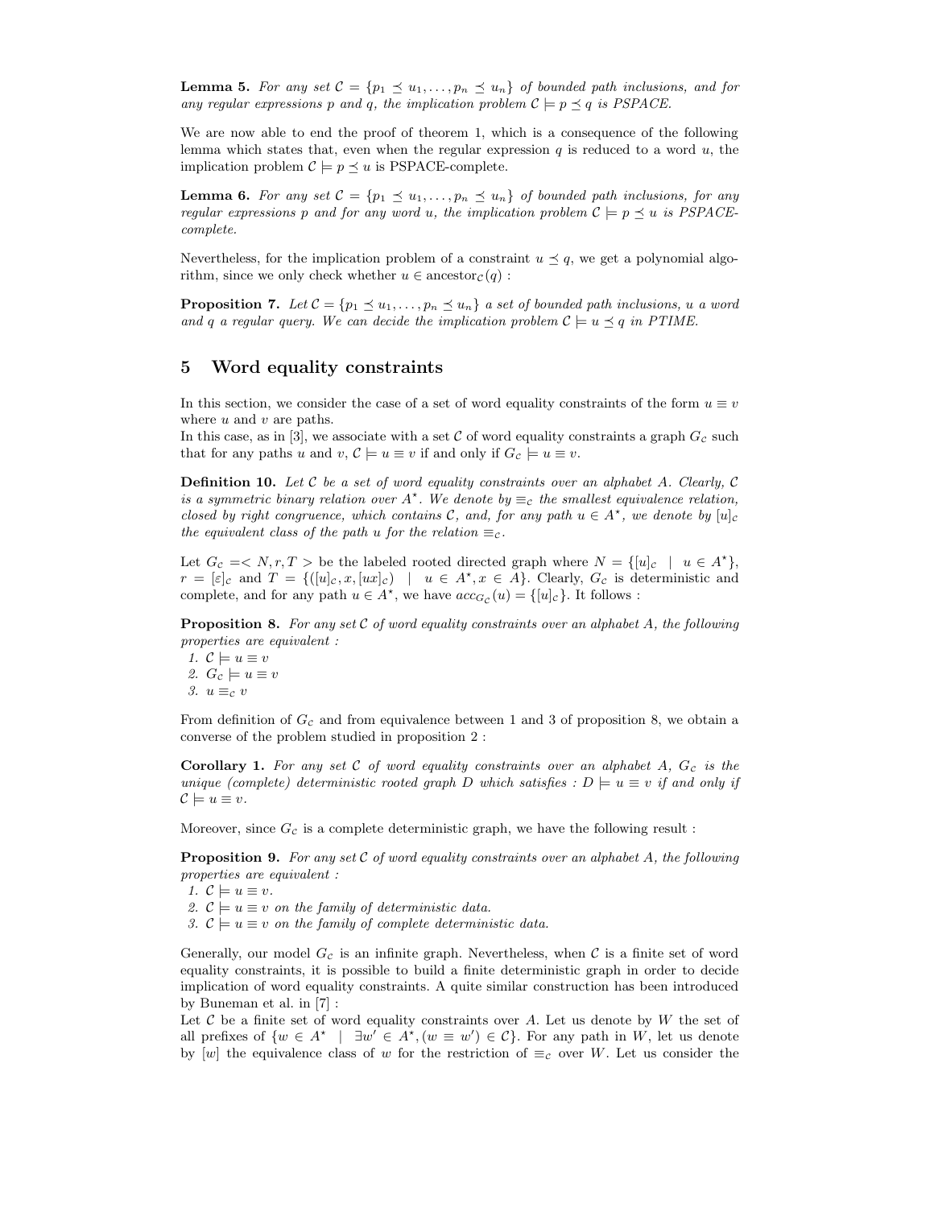**Lemma 5.** *For any set $\mathcal{C} = \{p_1 \preceq u_1, \ldots, p_n \preceq u_n\}$ of bounded path inclusions, and for any regular expressions $p$ and $q$, the implication problem $\mathcal{C} \models p \preceq q$ is PSPACE.*

We are now able to end the proof of theorem 1, which is a consequence of the following lemma which states that, even when the regular expression $q$ is reduced to a word $u$, the implication problem $\mathcal{C} \models p \preceq u$ is PSPACE-complete.

**Lemma 6.** *For any set $\mathcal{C} = \{p_1 \preceq u_1, \ldots, p_n \preceq u_n\}$ of bounded path inclusions, for any regular expressions $p$ and for any word $u$, the implication problem $\mathcal{C} \models p \preceq u$ is PSPACE-complete.*

Nevertheless, for the implication problem of a constraint $u \preceq q$, we get a polynomial algorithm, since we only check whether $u \in \text{ancestor}_{\mathcal{C}}(q)$ :

**Proposition 7.** *Let $\mathcal{C} = \{p_1 \preceq u_1, \ldots, p_n \preceq u_n\}$ a set of bounded path inclusions, $u$ a word and $q$ a regular query. We can decide the implication problem $\mathcal{C} \models u \preceq q$ in PTIME.*

## 5 Word equality constraints

In this section, we consider the case of a set of word equality constraints of the form $u \equiv v$ where $u$ and $v$ are paths.
In this case, as in [3], we associate with a set $\mathcal{C}$ of word equality constraints a graph $G_{\mathcal{C}}$ such that for any paths $u$ and $v$, $\mathcal{C} \models u \equiv v$ if and only if $G_{\mathcal{C}} \models u \equiv v$.

**Definition 10.** *Let $\mathcal{C}$ be a set of word equality constraints over an alphabet $A$. Clearly, $\mathcal{C}$ is a symmetric binary relation over $A^\star$. We denote by $\equiv_{\mathcal{C}}$ the smallest equivalence relation, closed by right congruence, which contains $\mathcal{C}$, and, for any path $u \in A^\star$, we denote by $[u]_{\mathcal{C}}$ the equivalent class of the path $u$ for the relation $\equiv_{\mathcal{C}}$.*

Let $G_{\mathcal{C}} = < N, r, T >$ be the labeled rooted directed graph where $N = \{[u]_{\mathcal{C}} \mid u \in A^\star\}$, $r = [\varepsilon]_{\mathcal{C}}$ and $T = \{([u]_{\mathcal{C}}, x, [ux]_{\mathcal{C}}) \mid u \in A^\star, x \in A\}$. Clearly, $G_{\mathcal{C}}$ is deterministic and complete, and for any path $u \in A^\star$, we have $acc_{G_{\mathcal{C}}}(u) = \{[u]_{\mathcal{C}}\}$. It follows :

**Proposition 8.** *For any set $\mathcal{C}$ of word equality constraints over an alphabet $A$, the following properties are equivalent :*
1. *$\mathcal{C} \models u \equiv v$*
2. *$G_{\mathcal{C}} \models u \equiv v$*
3. *$u \equiv_{\mathcal{C}} v$*

From definition of $G_{\mathcal{C}}$ and from equivalence between 1 and 3 of proposition 8, we obtain a converse of the problem studied in proposition 2 :

**Corollary 1.** *For any set $\mathcal{C}$ of word equality constraints over an alphabet $A$, $G_{\mathcal{C}}$ is the unique (complete) deterministic rooted graph $D$ which satisfies : $D \models u \equiv v$ if and only if $\mathcal{C} \models u \equiv v$.*

Moreover, since $G_{\mathcal{C}}$ is a complete deterministic graph, we have the following result :

**Proposition 9.** *For any set $\mathcal{C}$ of word equality constraints over an alphabet $A$, the following properties are equivalent :*
1. *$\mathcal{C} \models u \equiv v$.*
2. *$\mathcal{C} \models u \equiv v$ on the family of deterministic data.*
3. *$\mathcal{C} \models u \equiv v$ on the family of complete deterministic data.*

Generally, our model $G_{\mathcal{C}}$ is an infinite graph. Nevertheless, when $\mathcal{C}$ is a finite set of word equality constraints, it is possible to build a finite deterministic graph in order to decide implication of word equality constraints. A quite similar construction has been introduced by Buneman et al. in [7] :
Let $\mathcal{C}$ be a finite set of word equality constraints over $A$. Let us denote by $W$ the set of all prefixes of $\{w \in A^\star \mid \exists w' \in A^\star, (w \equiv w') \in \mathcal{C}\}$. For any path in $W$, let us denote by $[w]$ the equivalence class of $w$ for the restriction of $\equiv_{\mathcal{C}}$ over $W$. Let us consider the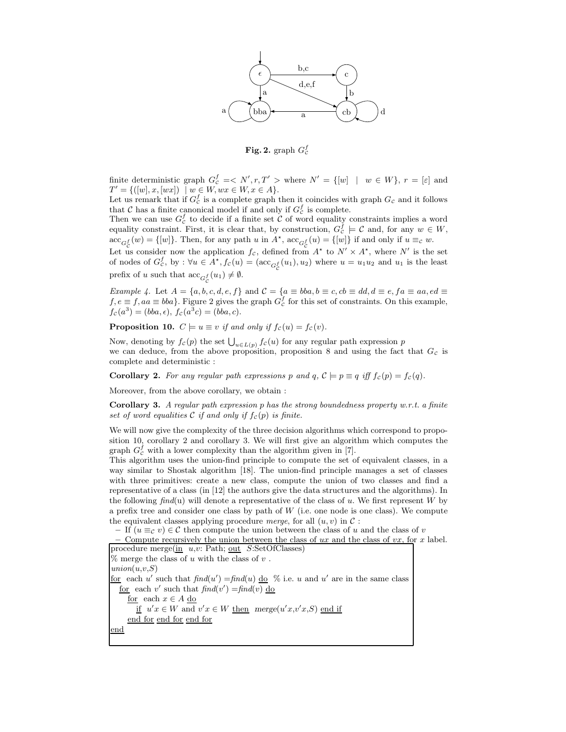**Fig. 2.** graph $G_{\mathcal{C}}^f$

finite deterministic graph $G_{\mathcal{C}}^f = < N', r, T' >$ where $N' = \{[w] \mid w \in W\}$, $r = [\varepsilon]$ and $T' = \{([w], x, [wx]) \mid w \in W, wx \in W, x \in A\}$.

Let us remark that if $G_{\mathcal{C}}^f$ is a complete graph then it coincides with graph $G_{\mathcal{C}}$ and it follows that $\mathcal{C}$ has a finite canonical model if and only if $G_{\mathcal{C}}^f$ is complete.

Then we can use $G_{\mathcal{C}}^f$ to decide if a finite set $\mathcal{C}$ of word equality constraints implies a word equality constraint. First, it is clear that, by construction, $G_{\mathcal{C}}^f \models \mathcal{C}$ and, for any $w \in W$, $\mathrm{acc}_{G_{\mathcal{C}}^f}(w) = \{[w]\}$. Then, for any path $u$ in $A^\star$, $\mathrm{acc}_{G_{\mathcal{C}}^f}(u) = \{[w]\}$ if and only if $u \equiv_{\mathcal{C}} w$.

Let us consider now the application $f_{\mathcal{C}}$, defined from $A^\star$ to $N' \times A^\star$, where $N'$ is the set of nodes of $G_{\mathcal{C}}^f$, by : $\forall u \in A^\star, f_{\mathcal{C}}(u) = (\mathrm{acc}_{G_{\mathcal{C}}^f}(u_1), u_2)$ where $u = u_1 u_2$ and $u_1$ is the least prefix of $u$ such that $\mathrm{acc}_{G_{\mathcal{C}}^f}(u_1) \neq \emptyset$.

*Example 4.* Let $A = \{a, b, c, d, e, f\}$ and $\mathcal{C} = \{a \equiv bba, b \equiv c, cb \equiv dd, d \equiv e, fa \equiv aa, ed \equiv f, e \equiv f, aa \equiv bba\}$. Figure 2 gives the graph $G_{\mathcal{C}}^f$ for this set of constraints. On this example, $f_{\mathcal{C}}(a^3) = (bba, \epsilon)$, $f_{\mathcal{C}}(a^3 c) = (bba, c)$.

**Proposition 10.** *$C \models u \equiv v$ if and only if $f_{\mathcal{C}}(u) = f_{\mathcal{C}}(v)$.*

Now, denoting by $f_{\mathcal{C}}(p)$ the set $\bigcup_{u \in L(p)} f_{\mathcal{C}}(u)$ for any regular path expression $p$ we can deduce, from the above proposition, proposition 8 and using the fact that $G_{\mathcal{C}}$ is complete and deterministic :

**Corollary 2.** *For any regular path expressions $p$ and $q$, $\mathcal{C} \models p \equiv q$ iff $f_{\mathcal{C}}(p) = f_{\mathcal{C}}(q)$.*

Moreover, from the above corollary, we obtain :

**Corollary 3.** *A regular path expression $p$ has the strong boundedness property w.r.t. a finite set of word equalities $\mathcal{C}$ if and only if $f_{\mathcal{C}}(p)$ is finite.*

We will now give the complexity of the three decision algorithms which correspond to proposition 10, corollary 2 and corollary 3. We will first give an algorithm which computes the graph $G_{\mathcal{C}}^f$ with a lower complexity than the algorithm given in [7].

This algorithm uses the union-find principle to compute the set of equivalent classes, in a way similar to Shostak algorithm [18]. The union-find principle manages a set of classes with three primitives: create a new class, compute the union of two classes and find a representative of a class (in [12] the authors give the data structures and the algorithms). In the following *find*(u) will denote a representative of the class of $u$. We first represent $W$ by a prefix tree and consider one class by path of $W$ (i.e. one node is one class). We compute the equivalent classes applying procedure *merge*, for all $(u, v)$ in $\mathcal{C}$ :

- If $(u \equiv_{\mathcal{C}} v) \in \mathcal{C}$ then compute the union between the class of $u$ and the class of $v$
- Compute recursively the union between the class of $ux$ and the class of $vx$, for $x$ label.

```
procedure merge(in u,v: Path; out S:SetOfClasses)
% merge the class of u with the class of v .
union(u,v,S)
for each u' such that find(u') =find(u) do % i.e. u and u' are in the same class
   for each v' such that find(v') =find(v) do
      for each x ∈ A do
         if u'x ∈ W and v'x ∈ W then merge(u'x,v'x,S) end if
      end for end for end for
end
```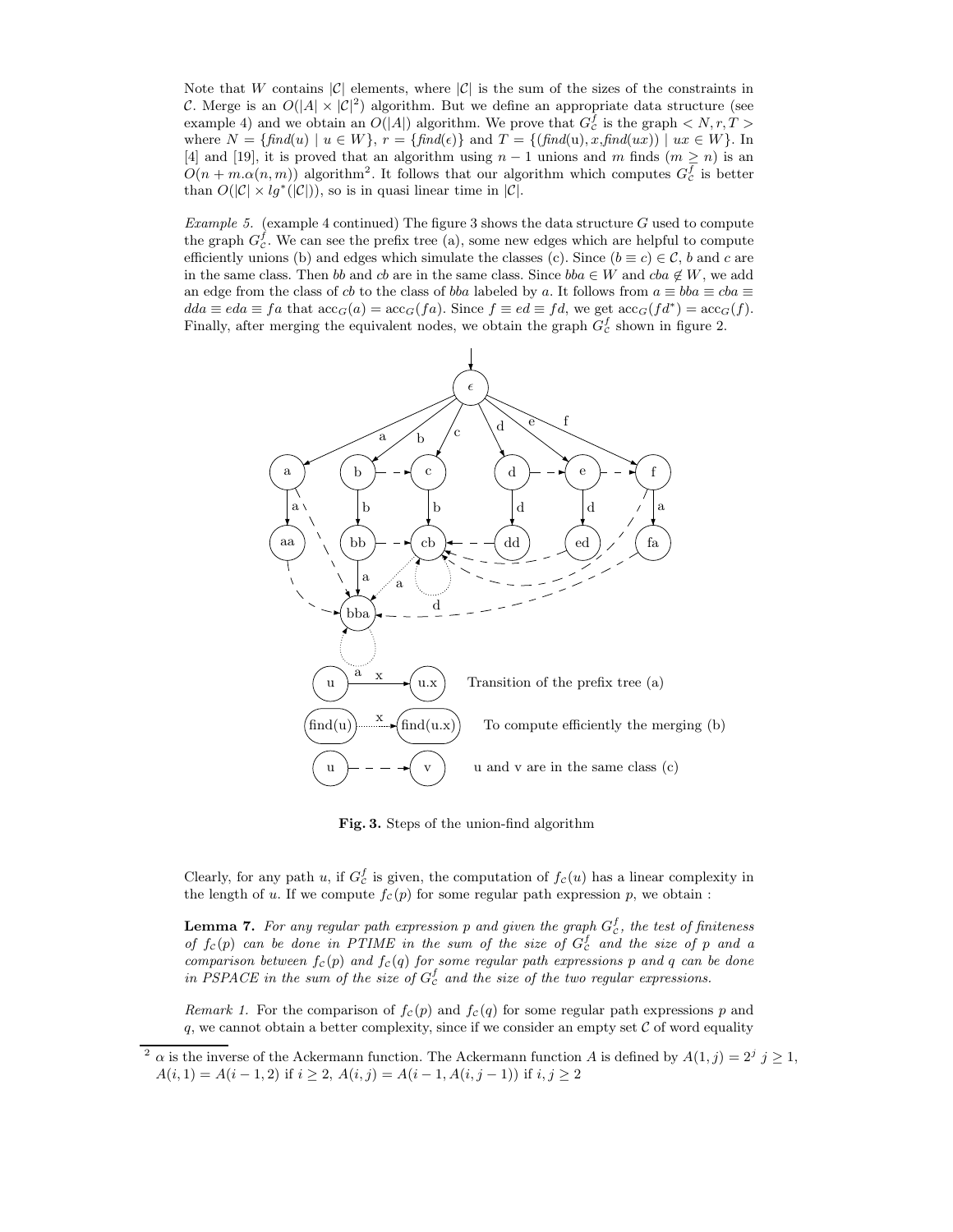Note that $W$ contains $|\mathcal{C}|$ elements, where $|\mathcal{C}|$ is the sum of the sizes of the constraints in $\mathcal{C}$. Merge is an $O(|A| \times |\mathcal{C}|^2)$ algorithm. But we define an appropriate data structure (see example 4) and we obtain an $O(|A|)$ algorithm. We prove that $G^f_{\mathcal{C}}$ is the graph $< N, r, T >$ where $N = \{find(u) \mid u \in W\}$, $r = \{find(\epsilon)\}$ and $T = \{(find(u), x, find(ux)) \mid ux \in W\}$. In [4] and [19], it is proved that an algorithm using $n-1$ unions and $m$ finds ($m \geq n$) is an $O(n + m.\alpha(n, m))$ algorithm[2]. It follows that our algorithm which computes $G^f_{\mathcal{C}}$ is better than $O(|\mathcal{C}| \times lg^*(|\mathcal{C}|))$, so is in quasi linear time in $|\mathcal{C}|$.

*Example 5.* (example 4 continued) The figure 3 shows the data structure $G$ used to compute the graph $G^f_{\mathcal{C}}$. We can see the prefix tree (a), some new edges which are helpful to compute efficiently unions (b) and edges which simulate the classes (c). Since $(b \equiv c) \in \mathcal{C}$, $b$ and $c$ are in the same class. Then $bb$ and $cb$ are in the same class. Since $bba \in W$ and $cba \notin W$, we add an edge from the class of $cb$ to the class of $bba$ labeled by $a$. It follows from $a \equiv bba \equiv cba \equiv dda \equiv eda \equiv fa$ that $\text{acc}_G(a) = \text{acc}_G(fa)$. Since $f \equiv ed \equiv fd$, we get $\text{acc}_G(fd^*) = \text{acc}_G(f)$. Finally, after merging the equivalent nodes, we obtain the graph $G^f_{\mathcal{C}}$ shown in figure 2.

**Fig. 3.** Steps of the union-find algorithm

Clearly, for any path $u$, if $G^f_{\mathcal{C}}$ is given, the computation of $f_{\mathcal{C}}(u)$ has a linear complexity in the length of $u$. If we compute $f_{\mathcal{C}}(p)$ for some regular path expression $p$, we obtain :

**Lemma 7.** *For any regular path expression $p$ and given the graph $G^f_{\mathcal{C}}$, the test of finiteness of $f_{\mathcal{C}}(p)$ can be done in PTIME in the sum of the size of $G^f_{\mathcal{C}}$ and the size of $p$ and a comparison between $f_{\mathcal{C}}(p)$ and $f_{\mathcal{C}}(q)$ for some regular path expressions $p$ and $q$ can be done in PSPACE in the sum of the size of $G^f_{\mathcal{C}}$ and the size of the two regular expressions.*

*Remark 1.* For the comparison of $f_{\mathcal{C}}(p)$ and $f_{\mathcal{C}}(q)$ for some regular path expressions $p$ and $q$, we cannot obtain a better complexity, since if we consider an empty set $\mathcal{C}$ of word equality

---

[2] $\alpha$ is the inverse of the Ackermann function. The Ackermann function $A$ is defined by $A(1, j) = 2^j$ $j \geq 1$, $A(i, 1) = A(i-1, 2)$ if $i \geq 2$, $A(i, j) = A(i-1, A(i, j-1))$ if $i, j \geq 2$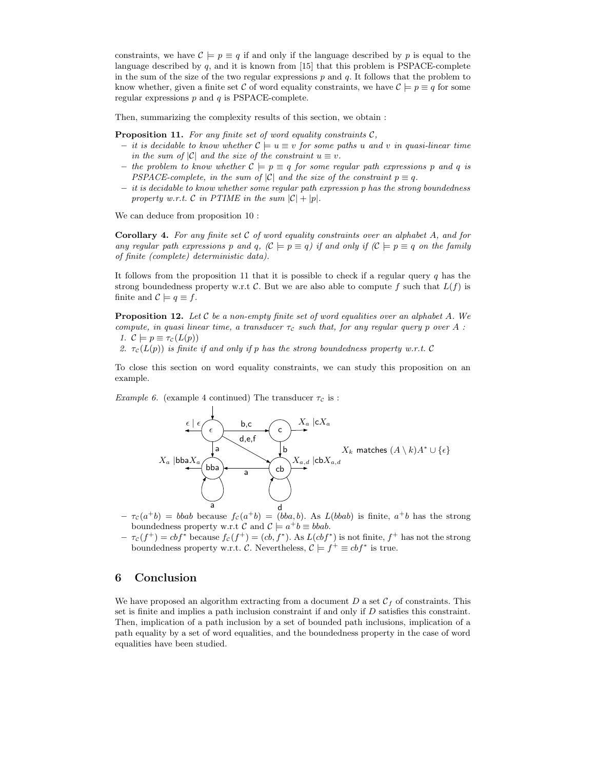constraints, we have $\mathcal{C} \models p \equiv q$ if and only if the language described by $p$ is equal to the language described by $q$, and it is known from [15] that this problem is PSPACE-complete in the sum of the size of the two regular expressions $p$ and $q$. It follows that the problem to know whether, given a finite set $\mathcal{C}$ of word equality constraints, we have $\mathcal{C} \models p \equiv q$ for some regular expressions $p$ and $q$ is PSPACE-complete.

Then, summarizing the complexity results of this section, we obtain :

**Proposition 11.** *For any finite set of word equality constraints $\mathcal{C}$,*

- *it is decidable to know whether $\mathcal{C} \models u \equiv v$ for some paths $u$ and $v$ in quasi-linear time in the sum of $|\mathcal{C}|$ and the size of the constraint $u \equiv v$.*
- *the problem to know whether $\mathcal{C} \models p \equiv q$ for some regular path expressions $p$ and $q$ is PSPACE-complete, in the sum of $|\mathcal{C}|$ and the size of the constraint $p \equiv q$.*
- *it is decidable to know whether some regular path expression $p$ has the strong boundedness property w.r.t. $\mathcal{C}$ in PTIME in the sum $|\mathcal{C}| + |p|$.*

We can deduce from proposition 10 :

**Corollary 4.** *For any finite set $\mathcal{C}$ of word equality constraints over an alphabet $A$, and for any regular path expressions $p$ and $q$, ($\mathcal{C} \models p \equiv q$) if and only if ($\mathcal{C} \models p \equiv q$ on the family of finite (complete) deterministic data).*

It follows from the proposition 11 that it is possible to check if a regular query $q$ has the strong boundedness property w.r.t $\mathcal{C}$. But we are also able to compute $f$ such that $L(f)$ is finite and $\mathcal{C} \models q \equiv f$.

**Proposition 12.** *Let $\mathcal{C}$ be a non-empty finite set of word equalities over an alphabet $A$. We compute, in quasi linear time, a transducer $\tau_{\mathcal{C}}$ such that, for any regular query $p$ over $A$ :*

1. *$\mathcal{C} \models p \equiv \tau_{\mathcal{C}}(L(p))$*
2. *$\tau_{\mathcal{C}}(L(p))$ is finite if and only if $p$ has the strong boundedness property w.r.t. $\mathcal{C}$*

To close this section on word equality constraints, we can study this proposition on an example.

*Example 6.* (example 4 continued) The transducer $\tau_{\mathcal{C}}$ is :

$X_k$ matches $(A \setminus k)A^* \cup \{\epsilon\}$

- $\tau_{\mathcal{C}}(a^+b) = bbab$ because $f_{\mathcal{C}}(a^+b) = (bba, b)$. As $L(bbab)$ is finite, $a^+b$ has the strong boundedness property w.r.t $\mathcal{C}$ and $\mathcal{C} \models a^+b \equiv bbab$.
- $\tau_{\mathcal{C}}(f^+) = cbf^*$ because $f_{\mathcal{C}}(f^+) = (cb, f^*)$. As $L(cbf^*)$ is not finite, $f^+$ has not the strong boundedness property w.r.t. $\mathcal{C}$. Nevertheless, $\mathcal{C} \models f^+ \equiv cbf^*$ is true.

## 6 Conclusion

We have proposed an algorithm extracting from a document $D$ a set $\mathcal{C}_f$ of constraints. This set is finite and implies a path inclusion constraint if and only if $D$ satisfies this constraint. Then, implication of a path inclusion by a set of bounded path inclusions, implication of a path equality by a set of word equalities, and the boundedness property in the case of word equalities have been studied.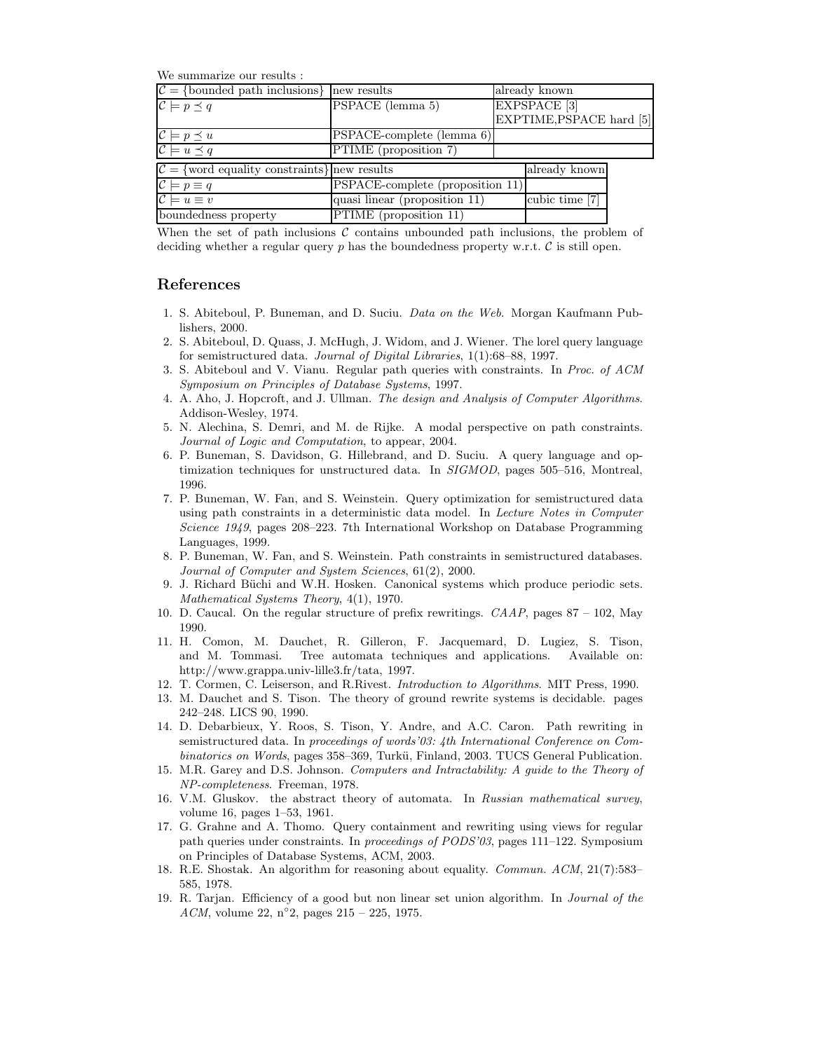We summarize our results :

| $\mathcal{C} = \{$bounded path inclusions$\}$ | new results | already known |
|---|---|---|
| $\mathcal{C} \models p \preceq q$ | PSPACE (lemma 5) | EXPSPACE [3] EXPTIME,PSPACE hard [5] |
| $\mathcal{C} \models p \preceq u$ | PSPACE-complete (lemma 6) | |
| $\mathcal{C} \models u \preceq q$ | PTIME (proposition 7) | |

| $\mathcal{C} = \{$word equality constraints$\}$ | new results | already known |
|---|---|---|
| $\mathcal{C} \models p \equiv q$ | PSPACE-complete (proposition 11) | |
| $\mathcal{C} \models u \equiv v$ | quasi linear (proposition 11) | cubic time [7] |
| boundedness property | PTIME (proposition 11) | |

When the set of path inclusions $\mathcal{C}$ contains unbounded path inclusions, the problem of deciding whether a regular query $p$ has the boundedness property w.r.t. $\mathcal{C}$ is still open.

## References

1. S. Abiteboul, P. Buneman, and D. Suciu. *Data on the Web.* Morgan Kaufmann Publishers, 2000.
2. S. Abiteboul, D. Quass, J. McHugh, J. Widom, and J. Wiener. The lorel query language for semistructured data. *Journal of Digital Libraries*, 1(1):68–88, 1997.
3. S. Abiteboul and V. Vianu. Regular path queries with constraints. In *Proc. of ACM Symposium on Principles of Database Systems*, 1997.
4. A. Aho, J. Hopcroft, and J. Ullman. *The design and Analysis of Computer Algorithms.* Addison-Wesley, 1974.
5. N. Alechina, S. Demri, and M. de Rijke. A modal perspective on path constraints. *Journal of Logic and Computation*, to appear, 2004.
6. P. Buneman, S. Davidson, G. Hillebrand, and D. Suciu. A query language and optimization techniques for unstructured data. In *SIGMOD*, pages 505–516, Montreal, 1996.
7. P. Buneman, W. Fan, and S. Weinstein. Query optimization for semistructured data using path constraints in a deterministic data model. In *Lecture Notes in Computer Science 1949*, pages 208–223. 7th International Workshop on Database Programming Languages, 1999.
8. P. Buneman, W. Fan, and S. Weinstein. Path constraints in semistructured databases. *Journal of Computer and System Sciences*, 61(2), 2000.
9. J. Richard Büchi and W.H. Hosken. Canonical systems which produce periodic sets. *Mathematical Systems Theory*, 4(1), 1970.
10. D. Caucal. On the regular structure of prefix rewritings. *CAAP*, pages 87 – 102, May 1990.
11. H. Comon, M. Dauchet, R. Gilleron, F. Jacquemard, D. Lugiez, S. Tison, and M. Tommasi. Tree automata techniques and applications. Available on: http://www.grappa.univ-lille3.fr/tata, 1997.
12. T. Cormen, C. Leiserson, and R.Rivest. *Introduction to Algorithms.* MIT Press, 1990.
13. M. Dauchet and S. Tison. The theory of ground rewrite systems is decidable. pages 242–248. LICS 90, 1990.
14. D. Debarbieux, Y. Roos, S. Tison, Y. Andre, and A.C. Caron. Path rewriting in semistructured data. In *proceedings of words'03: 4th International Conference on Combinatorics on Words*, pages 358–369, Turkü, Finland, 2003. TUCS General Publication.
15. M.R. Garey and D.S. Johnson. *Computers and Intractability: A guide to the Theory of NP-completeness.* Freeman, 1978.
16. V.M. Gluskov. the abstract theory of automata. In *Russian mathematical survey*, volume 16, pages 1–53, 1961.
17. G. Grahne and A. Thomo. Query containment and rewriting using views for regular path queries under constraints. In *proceedings of PODS'03*, pages 111–122. Symposium on Principles of Database Systems, ACM, 2003.
18. R.E. Shostak. An algorithm for reasoning about equality. *Commun. ACM*, 21(7):583–585, 1978.
19. R. Tarjan. Efficiency of a good but non linear set union algorithm. In *Journal of the ACM*, volume 22, n°2, pages 215 – 225, 1975.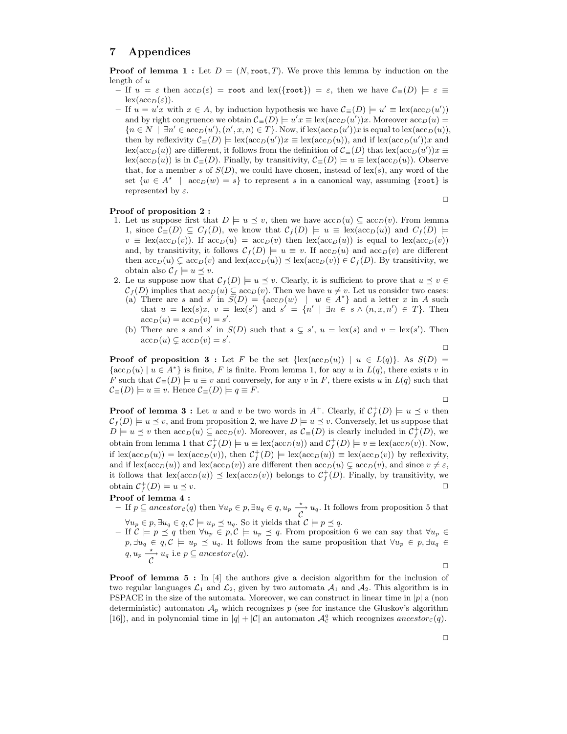## 7 Appendices

**Proof of lemma 1 :** Let $D = (N, \texttt{root}, T)$. We prove this lemma by induction on the length of $u$

- If $u = \varepsilon$ then $\mathrm{acc}_D(\varepsilon) = \texttt{root}$ and $\mathrm{lex}(\{\texttt{root}\}) = \varepsilon$, then we have $\mathcal{C}_\equiv(D) \models \varepsilon \equiv \mathrm{lex}(\mathrm{acc}_D(\varepsilon))$.
- If $u = u'x$ with $x \in A$, by induction hypothesis we have $\mathcal{C}_\equiv(D) \models u' \equiv \mathrm{lex}(\mathrm{acc}_D(u'))$ and by right congruence we obtain $\mathcal{C}_\equiv(D) \models u'x \equiv \mathrm{lex}(\mathrm{acc}_D(u'))x$. Moreover $\mathrm{acc}_D(u) = \{n \in N \mid \exists n' \in \mathrm{acc}_D(u'), (n', x, n) \in T\}$. Now, if $\mathrm{lex}(\mathrm{acc}_D(u'))x$ is equal to $\mathrm{lex}(\mathrm{acc}_D(u))$, then by reflexivity $\mathcal{C}_\equiv(D) \models \mathrm{lex}(\mathrm{acc}_D(u'))x \equiv \mathrm{lex}(\mathrm{acc}_D(u))$, and if $\mathrm{lex}(\mathrm{acc}_D(u'))x$ and $\mathrm{lex}(\mathrm{acc}_D(u))$ are different, it follows from the definition of $\mathcal{C}_\equiv(D)$ that $\mathrm{lex}(\mathrm{acc}_D(u'))x \equiv \mathrm{lex}(\mathrm{acc}_D(u))$ is in $\mathcal{C}_\equiv(D)$. Finally, by transitivity, $\mathcal{C}_\equiv(D) \models u \equiv \mathrm{lex}(\mathrm{acc}_D(u))$. Observe that, for a member $s$ of $S(D)$, we could have chosen, instead of $\mathrm{lex}(s)$, any word of the set $\{w \in A^\star \mid \mathrm{acc}_D(w) = s\}$ to represent $s$ in a canonical way, assuming $\{\texttt{root}\}$ is represented by $\varepsilon$.

□

**Proof of proposition 2 :**

1. Let us suppose first that $D \models u \preceq v$, then we have $\mathrm{acc}_D(u) \subseteq \mathrm{acc}_D(v)$. From lemma 1, since $\mathcal{C}_\equiv(D) \subseteq \mathcal{C}_f(D)$, we know that $\mathcal{C}_f(D) \models u \equiv \mathrm{lex}(\mathrm{acc}_D(u))$ and $C_f(D) \models v \equiv \mathrm{lex}(\mathrm{acc}_D(v))$. If $\mathrm{acc}_D(u) = \mathrm{acc}_D(v)$ then $\mathrm{lex}(\mathrm{acc}_D(u))$ is equal to $\mathrm{lex}(\mathrm{acc}_D(v))$ and, by transitivity, it follows $\mathcal{C}_f(D) \models u \equiv v$. If $\mathrm{acc}_D(u)$ and $\mathrm{acc}_D(v)$ are different then $\mathrm{acc}_D(u) \subsetneq \mathrm{acc}_D(v)$ and $\mathrm{lex}(\mathrm{acc}_D(u)) \preceq \mathrm{lex}(\mathrm{acc}_D(v)) \in \mathcal{C}_f(D)$. By transitivity, we obtain also $\mathcal{C}_f \models u \preceq v$.
2. Le us suppose now that $\mathcal{C}_f(D) \models u \preceq v$. Clearly, it is sufficient to prove that $u \preceq v \in \mathcal{C}_f(D)$ implies that $\mathrm{acc}_D(u) \subseteq \mathrm{acc}_D(v)$. Then we have $u \neq v$. Let us consider two cases:
   (a) There are $s$ and $s'$ in $S(D) = \{\mathrm{acc}_D(w) \mid w \in A^\star\}$ and a letter $x$ in $A$ such that $u = \mathrm{lex}(s)x$, $v = \mathrm{lex}(s')$ and $s' = \{n' \mid \exists n \in s \wedge (n, x, n') \in T\}$. Then $\mathrm{acc}_D(u) = \mathrm{acc}_D(v) = s'$.
   (b) There are $s$ and $s'$ in $S(D)$ such that $s \subsetneq s'$, $u = \mathrm{lex}(s)$ and $v = \mathrm{lex}(s')$. Then $\mathrm{acc}_D(u) \subsetneq \mathrm{acc}_D(v) = s'$.

□

**Proof of proposition 3 :** Let $F$ be the set $\{\mathrm{lex}(\mathrm{acc}_D(u)) \mid u \in L(q)\}$. As $S(D) = \{\mathrm{acc}_D(u) \mid u \in A^*\}$ is finite, $F$ is finite. From lemma 1, for any $u$ in $L(q)$, there exists $v$ in $F$ such that $\mathcal{C}_\equiv(D) \models u \equiv v$ and conversely, for any $v$ in $F$, there exists $u$ in $L(q)$ such that $\mathcal{C}_\equiv(D) \models u \equiv v$. Hence $\mathcal{C}_\equiv(D) \models q \equiv F$.

□

**Proof of lemma 3 :** Let $u$ and $v$ be two words in $A^+$. Clearly, if $\mathcal{C}_f^+(D) \models u \preceq v$ then $\mathcal{C}_f(D) \models u \preceq v$, and from proposition 2, we have $D \models u \preceq v$. Conversely, let us suppose that $D \models u \preceq v$ then $\mathrm{acc}_D(u) \subseteq \mathrm{acc}_D(v)$. Moreover, as $\mathcal{C}_\equiv(D)$ is clearly included in $\mathcal{C}_f^+(D)$, we obtain from lemma 1 that $\mathcal{C}_f^+(D) \models u \equiv \mathrm{lex}(\mathrm{acc}_D(u))$ and $\mathcal{C}_f^+(D) \models v \equiv \mathrm{lex}(\mathrm{acc}_D(v))$. Now, if $\mathrm{lex}(\mathrm{acc}_D(u)) = \mathrm{lex}(\mathrm{acc}_D(v))$, then $\mathcal{C}_f^+(D) \models \mathrm{lex}(\mathrm{acc}_D(u)) \equiv \mathrm{lex}(\mathrm{acc}_D(v))$ by reflexivity, and if $\mathrm{lex}(\mathrm{acc}_D(u))$ and $\mathrm{lex}(\mathrm{acc}_D(v))$ are different then $\mathrm{acc}_D(u) \subsetneq \mathrm{acc}_D(v)$, and since $v \neq \varepsilon$, it follows that $\mathrm{lex}(\mathrm{acc}_D(u)) \preceq \mathrm{lex}(\mathrm{acc}_D(v))$ belongs to $\mathcal{C}_f^+(D)$. Finally, by transitivity, we obtain $\mathcal{C}_f^+(D) \models u \preceq v$. □

**Proof of lemma 4 :**

- If $p \subseteq \mathit{ancestor}_\mathcal{C}(q)$ then $\forall u_p \in p, \exists u_q \in q, u_p \xrightarrow[\mathcal{C}]{\star} u_q$. It follows from proposition 5 that $\forall u_p \in p, \exists u_q \in q, \mathcal{C} \models u_p \preceq u_q$. So it yields that $\mathcal{C} \models p \preceq q$.
- If $\mathcal{C} \models p \preceq q$ then $\forall u_p \in p, \mathcal{C} \models u_p \preceq q$. From proposition 6 we can say that $\forall u_p \in p, \exists u_q \in q, \mathcal{C} \models u_p \preceq u_q$. It follows from the same proposition that $\forall u_p \in p, \exists u_q \in q, u_p \xrightarrow[\mathcal{C}]{\star} u_q$ i.e $p \subseteq \mathit{ancestor}_\mathcal{C}(q)$.

□

**Proof of lemma 5 :** In [4] the authors give a decision algorithm for the inclusion of two regular languages $\mathcal{L}_1$ and $\mathcal{L}_2$, given by two automata $\mathcal{A}_1$ and $\mathcal{A}_2$. This algorithm is in PSPACE in the size of the automata. Moreover, we can construct in linear time in $|p|$ a (non deterministic) automaton $\mathcal{A}_p$ which recognizes $p$ (see for instance the Gluskov's algorithm [16]), and in polynomial time in $|q| + |\mathcal{C}|$ an automaton $\mathcal{A}_\mathcal{C}^q$ which recognizes $\mathit{ancestor}_\mathcal{C}(q)$.

□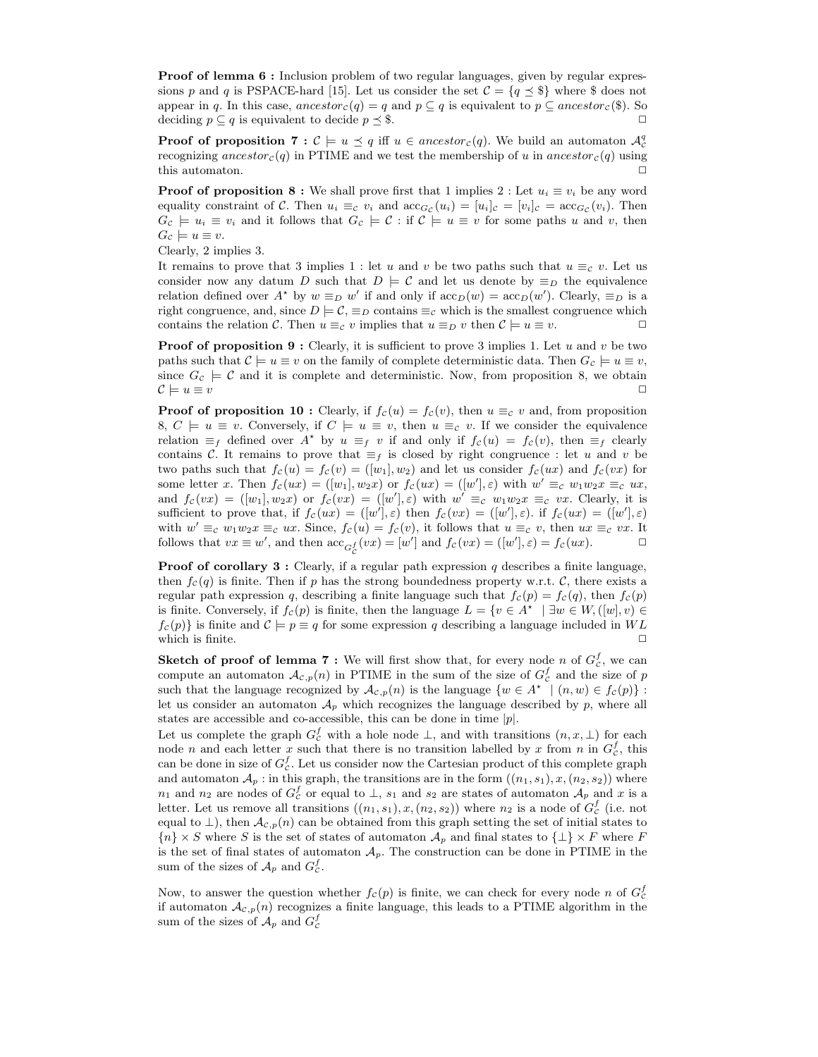**Proof of lemma 6 :** Inclusion problem of two regular languages, given by regular expressions $p$ and $q$ is PSPACE-hard [15]. Let us consider the set $\mathcal{C} = \{q \preceq \$\}$ where $ does not appear in $q$. In this case, $ancestor_{\mathcal{C}}(q) = q$ and $p \subseteq q$ is equivalent to $p \subseteq ancestor_{\mathcal{C}}(\$)$. So deciding $p \subseteq q$ is equivalent to decide $p \preceq \$$. $\square$

**Proof of proposition 7 :** $\mathcal{C} \models u \preceq q$ iff $u \in ancestor_{\mathcal{C}}(q)$. We build an automaton $\mathcal{A}^q_{\mathcal{C}}$ recognizing $ancestor_{\mathcal{C}}(q)$ in PTIME and we test the membership of $u$ in $ancestor_{\mathcal{C}}(q)$ using this automaton. $\square$

**Proof of proposition 8 :** We shall prove first that 1 implies 2 : Let $u_i \equiv v_i$ be any word equality constraint of $\mathcal{C}$. Then $u_i \equiv_{\mathcal{C}} v_i$ and $\mathrm{acc}_{G_{\mathcal{C}}}(u_i) = [u_i]_{\mathcal{C}} = [v_i]_{\mathcal{C}} = \mathrm{acc}_{G_{\mathcal{C}}}(v_i)$. Then $G_{\mathcal{C}} \models u_i \equiv v_i$ and it follows that $G_{\mathcal{C}} \models \mathcal{C}$ : if $\mathcal{C} \models u \equiv v$ for some paths $u$ and $v$, then $G_{\mathcal{C}} \models u \equiv v$.

Clearly, 2 implies 3.

It remains to prove that 3 implies 1 : let $u$ and $v$ be two paths such that $u \equiv_{\mathcal{C}} v$. Let us consider now any datum $D$ such that $D \models \mathcal{C}$ and let us denote by $\equiv_D$ the equivalence relation defined over $A^\star$ by $w \equiv_D w'$ if and only if $\mathrm{acc}_D(w) = \mathrm{acc}_D(w')$. Clearly, $\equiv_D$ is a right congruence, and, since $D \models \mathcal{C}$, $\equiv_D$ contains $\equiv_{\mathcal{C}}$ which is the smallest congruence which contains the relation $\mathcal{C}$. Then $u \equiv_{\mathcal{C}} v$ implies that $u \equiv_D v$ then $\mathcal{C} \models u \equiv v$. $\square$

**Proof of proposition 9 :** Clearly, it is sufficient to prove 3 implies 1. Let $u$ and $v$ be two paths such that $\mathcal{C} \models u \equiv v$ on the family of complete deterministic data. Then $G_{\mathcal{C}} \models u \equiv v$, since $G_{\mathcal{C}} \models \mathcal{C}$ and it is complete and deterministic. Now, from proposition 8, we obtain $\mathcal{C} \models u \equiv v$ $\square$

**Proof of proposition 10 :** Clearly, if $f_{\mathcal{C}}(u) = f_{\mathcal{C}}(v)$, then $u \equiv_{\mathcal{C}} v$ and, from proposition 8, $C \models u \equiv v$. Conversely, if $C \models u \equiv v$, then $u \equiv_{\mathcal{C}} v$. If we consider the equivalence relation $\equiv_f$ defined over $A^\star$ by $u \equiv_f v$ if and only if $f_{\mathcal{C}}(u) = f_{\mathcal{C}}(v)$, then $\equiv_f$ clearly contains $\mathcal{C}$. It remains to prove that $\equiv_f$ is closed by right congruence : let $u$ and $v$ be two paths such that $f_{\mathcal{C}}(u) = f_{\mathcal{C}}(v) = ([w_1], w_2)$ and let us consider $f_{\mathcal{C}}(ux)$ and $f_{\mathcal{C}}(vx)$ for some letter $x$. Then $f_{\mathcal{C}}(ux) = ([w_1], w_2x)$ or $f_{\mathcal{C}}(ux) = ([w'], \varepsilon)$ with $w' \equiv_{\mathcal{C}} w_1w_2x \equiv_{\mathcal{C}} ux$, and $f_{\mathcal{C}}(vx) = ([w_1], w_2x)$ or $f_{\mathcal{C}}(vx) = ([w'], \varepsilon)$ with $w' \equiv_{\mathcal{C}} w_1w_2x \equiv_{\mathcal{C}} vx$. Clearly, it is sufficient to prove that, if $f_{\mathcal{C}}(ux) = ([w'], \varepsilon)$ then $f_{\mathcal{C}}(vx) = ([w'], \varepsilon)$. if $f_{\mathcal{C}}(ux) = ([w'], \varepsilon)$ with $w' \equiv_{\mathcal{C}} w_1w_2x \equiv_{\mathcal{C}} ux$. Since, $f_{\mathcal{C}}(u) = f_{\mathcal{C}}(v)$, it follows that $u \equiv_{\mathcal{C}} v$, then $ux \equiv_{\mathcal{C}} vx$. It follows that $vx \equiv w'$, and then $\mathrm{acc}_{G^f_{\mathcal{C}}}(vx) = [w']$ and $f_{\mathcal{C}}(vx) = ([w'], \varepsilon) = f_{\mathcal{C}}(ux)$. $\square$

**Proof of corollary 3 :** Clearly, if a regular path expression $q$ describes a finite language, then $f_{\mathcal{C}}(q)$ is finite. Then if $p$ has the strong boundedness property w.r.t. $\mathcal{C}$, there exists a regular path expression $q$, describing a finite language such that $f_{\mathcal{C}}(p) = f_{\mathcal{C}}(q)$, then $f_{\mathcal{C}}(p)$ is finite. Conversely, if $f_{\mathcal{C}}(p)$ is finite, then the language $L = \{v \in A^\star \mid \exists w \in W, ([w], v) \in f_{\mathcal{C}}(p)\}$ is finite and $\mathcal{C} \models p \equiv q$ for some expression $q$ describing a language included in $WL$ which is finite. $\square$

**Sketch of proof of lemma 7 :** We will first show that, for every node $n$ of $G^f_{\mathcal{C}}$, we can compute an automaton $\mathcal{A}_{\mathcal{C},p}(n)$ in PTIME in the sum of the size of $G^f_{\mathcal{C}}$ and the size of $p$ such that the language recognized by $\mathcal{A}_{\mathcal{C},p}(n)$ is the language $\{w \in A^\star \mid (n, w) \in f_{\mathcal{C}}(p)\}$ : let us consider an automaton $\mathcal{A}_p$ which recognizes the language described by $p$, where all states are accessible and co-accessible, this can be done in time $|p|$.

Let us complete the graph $G^f_{\mathcal{C}}$ with a hole node $\perp$, and with transitions $(n, x, \perp)$ for each node $n$ and each letter $x$ such that there is no transition labelled by $x$ from $n$ in $G^f_{\mathcal{C}}$, this can be done in size of $G^f_{\mathcal{C}}$. Let us consider now the Cartesian product of this complete graph and automaton $\mathcal{A}_p$ : in this graph, the transitions are in the form $((n_1, s_1), x, (n_2, s_2))$ where $n_1$ and $n_2$ are nodes of $G^f_{\mathcal{C}}$ or equal to $\perp$, $s_1$ and $s_2$ are states of automaton $\mathcal{A}_p$ and $x$ is a letter. Let us remove all transitions $((n_1, s_1), x, (n_2, s_2))$ where $n_2$ is a node of $G^f_{\mathcal{C}}$ (i.e. not equal to $\perp$), then $\mathcal{A}_{\mathcal{C},p}(n)$ can be obtained from this graph setting the set of initial states to $\{n\} \times S$ where $S$ is the set of states of automaton $\mathcal{A}_p$ and final states to $\{\perp\} \times F$ where $F$ is the set of final states of automaton $\mathcal{A}_p$. The construction can be done in PTIME in the sum of the sizes of $\mathcal{A}_p$ and $G^f_{\mathcal{C}}$.

Now, to answer the question whether $f_{\mathcal{C}}(p)$ is finite, we can check for every node $n$ of $G^f_{\mathcal{C}}$ if automaton $\mathcal{A}_{\mathcal{C},p}(n)$ recognizes a finite language, this leads to a PTIME algorithm in the sum of the sizes of $\mathcal{A}_p$ and $G^f_{\mathcal{C}}$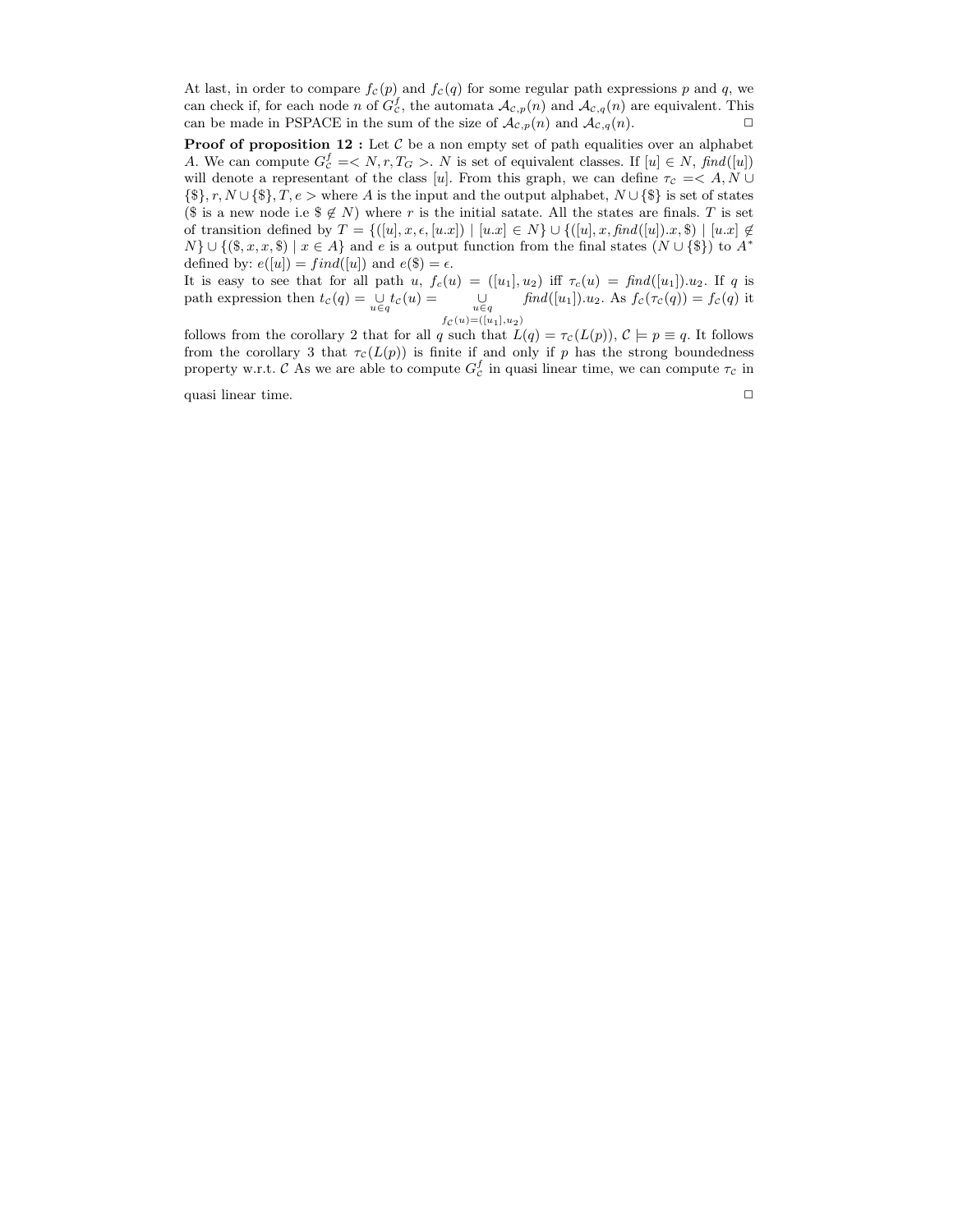At last, in order to compare $f_\mathcal{C}(p)$ and $f_\mathcal{C}(q)$ for some regular path expressions $p$ and $q$, we can check if, for each node $n$ of $G^f_\mathcal{C}$, the automata $\mathcal{A}_{\mathcal{C},p}(n)$ and $\mathcal{A}_{\mathcal{C},q}(n)$ are equivalent. This can be made in PSPACE in the sum of the size of $\mathcal{A}_{\mathcal{C},p}(n)$ and $\mathcal{A}_{\mathcal{C},q}(n)$. □

**Proof of proposition 12 :** Let $\mathcal{C}$ be a non empty set of path equalities over an alphabet $A$. We can compute $G^f_\mathcal{C} =< N, r, T_G >$. $N$ is set of equivalent classes. If $[u] \in N$, $\mathit{find}([u])$ will denote a representant of the class $[u]$. From this graph, we can define $\tau_\mathcal{C} =< A, N \cup \{\$\}, r, N \cup \{\$\}, T, e >$ where $A$ is the input and the output alphabet, $N \cup \{\$\}$ is set of states ($\$$ is a new node i.e $\$ \notin N$) where $r$ is the initial satate. All the states are finals. $T$ is set of transition defined by $T = \{([u], x, \epsilon, [u.x]) \mid [u.x] \in N\} \cup \{([u], x, \mathit{find}([u]).x, \$) \mid [u.x] \notin N\} \cup \{(\$, x, x, \$) \mid x \in A\}$ and $e$ is a output function from the final states ($N \cup \{\$\}$) to $A^*$ defined by: $e([u]) = find([u])$ and $e(\$) = \epsilon$.

It is easy to see that for all path $u$, $f_\mathcal{C}(u) = ([u_1], u_2)$ iff $\tau_\mathcal{C}(u) = \mathit{find}([u_1]).u_2$. If $q$ is path expression then $t_\mathcal{C}(q) = \underset{u \in q}{\cup} t_\mathcal{C}(u) = \underset{\substack{u \in q \\ f_\mathcal{C}(u) = ([u_1], u_2)}}{\cup} \mathit{find}([u_1]).u_2$. As $f_\mathcal{C}(\tau_\mathcal{C}(q)) = f_\mathcal{C}(q)$ it follows from the corollary 2 that for all $q$ such that $L(q) = \tau_\mathcal{C}(L(p))$, $\mathcal{C} \models p \equiv q$. It follows from the corollary 3 that $\tau_\mathcal{C}(L(p))$ is finite if and only if $p$ has the strong boundedness property w.r.t. $\mathcal{C}$ As we are able to compute $G^f_\mathcal{C}$ in quasi linear time, we can compute $\tau_\mathcal{C}$ in quasi linear time. □